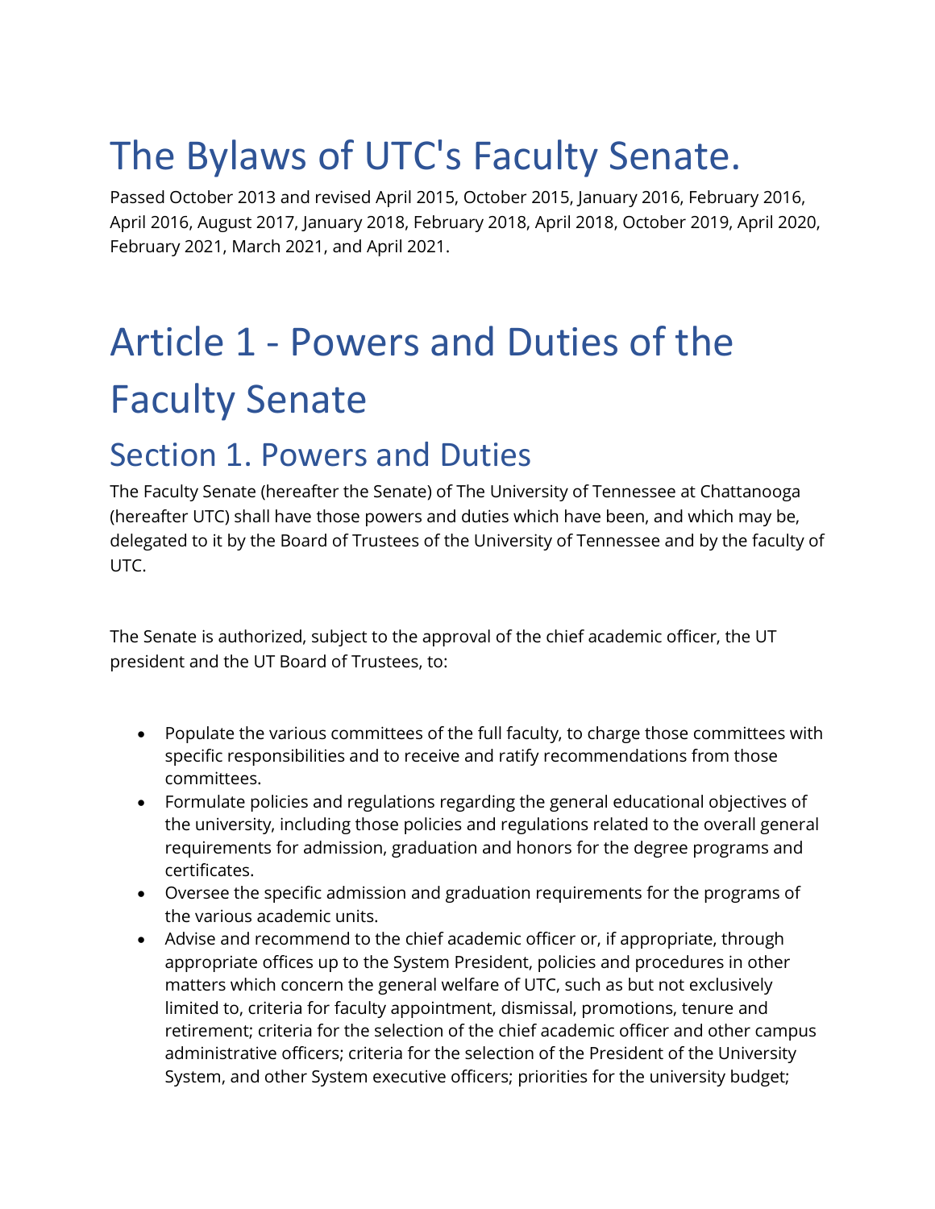# The Bylaws of UTC's Faculty Senate.

Passed October 2013 and revised April 2015, October 2015, January 2016, February 2016, April 2016, August 2017, January 2018, February 2018, April 2018, October 2019, April 2020, February 2021, March 2021, and April 2021.

# Article 1 - Powers and Duties of the Faculty Senate

## Section 1. Powers and Duties

The Faculty Senate (hereafter the Senate) of The University of Tennessee at Chattanooga (hereafter UTC) shall have those powers and duties which have been, and which may be, delegated to it by the Board of Trustees of the University of Tennessee and by the faculty of UTC.

The Senate is authorized, subject to the approval of the chief academic officer, the UT president and the UT Board of Trustees, to:

- Populate the various committees of the full faculty, to charge those committees with specific responsibilities and to receive and ratify recommendations from those committees.
- Formulate policies and regulations regarding the general educational objectives of the university, including those policies and regulations related to the overall general requirements for admission, graduation and honors for the degree programs and certificates.
- Oversee the specific admission and graduation requirements for the programs of the various academic units.
- Advise and recommend to the chief academic officer or, if appropriate, through appropriate offices up to the System President, policies and procedures in other matters which concern the general welfare of UTC, such as but not exclusively limited to, criteria for faculty appointment, dismissal, promotions, tenure and retirement; criteria for the selection of the chief academic officer and other campus administrative officers; criteria for the selection of the President of the University System, and other System executive officers; priorities for the university budget;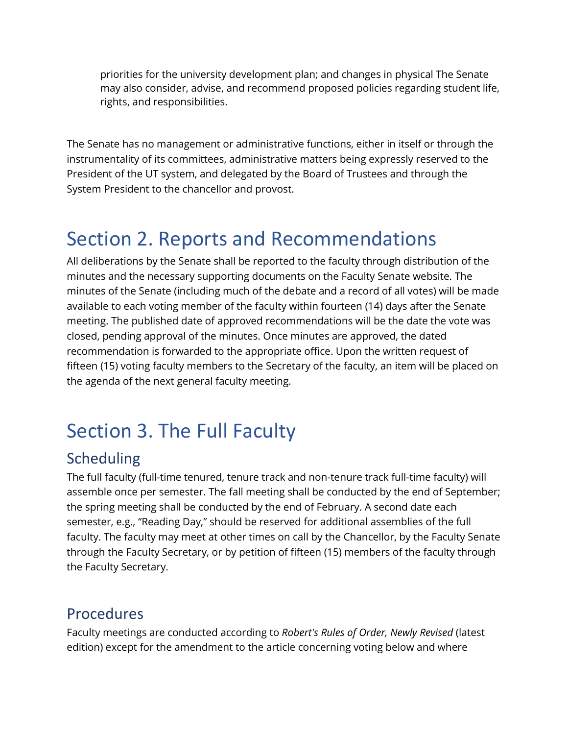priorities for the university development plan; and changes in physical The Senate may also consider, advise, and recommend proposed policies regarding student life, rights, and responsibilities.

The Senate has no management or administrative functions, either in itself or through the instrumentality of its committees, administrative matters being expressly reserved to the President of the UT system, and delegated by the Board of Trustees and through the System President to the chancellor and provost.

# Section 2. Reports and Recommendations

All deliberations by the Senate shall be reported to the faculty through distribution of the minutes and the necessary supporting documents on the Faculty Senate website. The minutes of the Senate (including much of the debate and a record of all votes) will be made available to each voting member of the faculty within fourteen (14) days after the Senate meeting. The published date of approved recommendations will be the date the vote was closed, pending approval of the minutes. Once minutes are approved, the dated recommendation is forwarded to the appropriate office. Upon the written request of fifteen (15) voting faculty members to the Secretary of the faculty, an item will be placed on the agenda of the next general faculty meeting.

# Section 3. The Full Faculty

## Scheduling

The full faculty (full-time tenured, tenure track and non-tenure track full-time faculty) will assemble once per semester. The fall meeting shall be conducted by the end of September; the spring meeting shall be conducted by the end of February. A second date each semester, e.g., "Reading Day," should be reserved for additional assemblies of the full faculty. The faculty may meet at other times on call by the Chancellor, by the Faculty Senate through the Faculty Secretary, or by petition of fifteen (15) members of the faculty through the Faculty Secretary.

## Procedures

Faculty meetings are conducted according to *Robert's Rules of Order, Newly Revised* (latest edition) except for the amendment to the article concerning voting below and where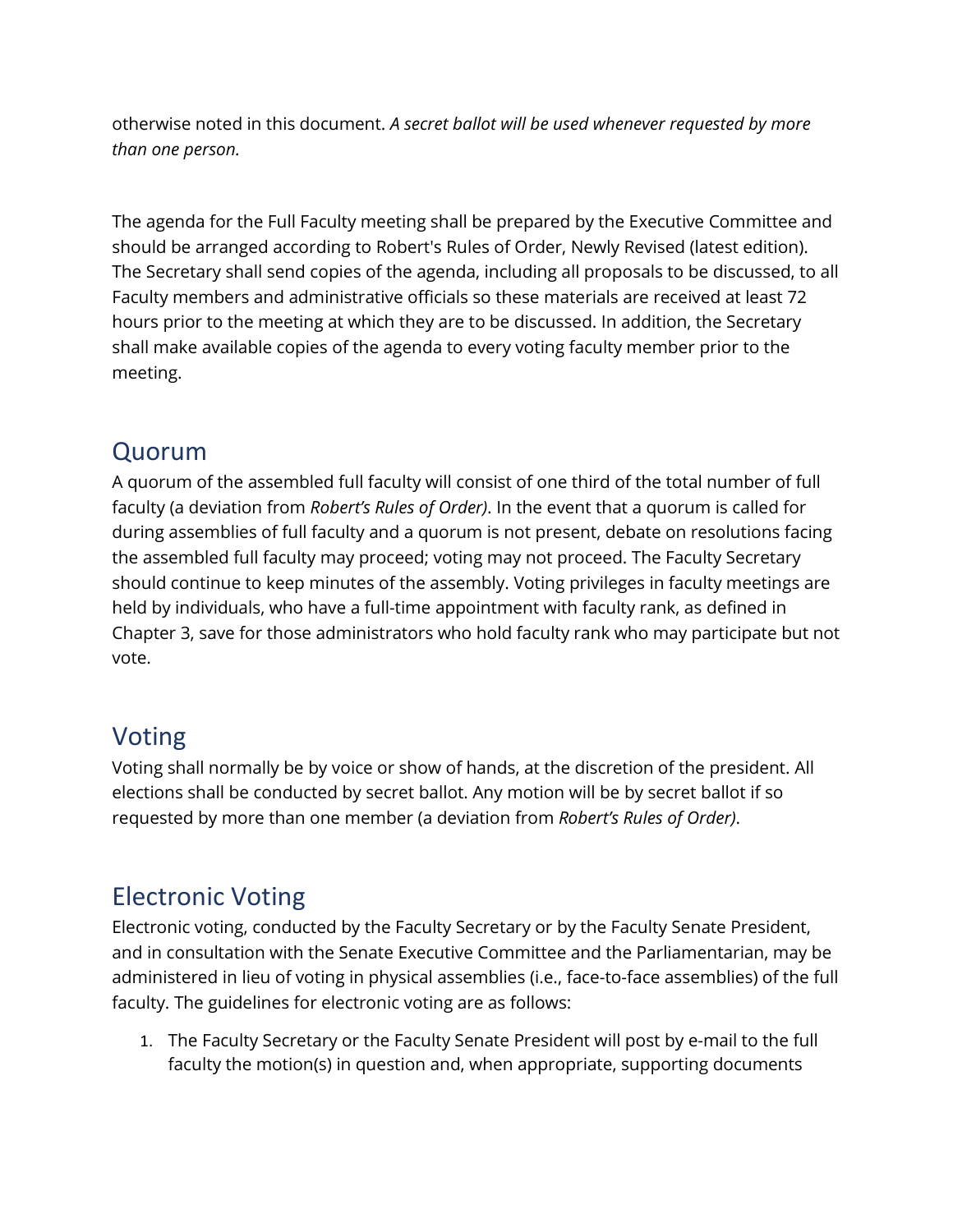otherwise noted in this document. *A secret ballot will be used whenever requested by more than one person.*

The agenda for the Full Faculty meeting shall be prepared by the Executive Committee and should be arranged according to Robert's Rules of Order, Newly Revised (latest edition). The Secretary shall send copies of the agenda, including all proposals to be discussed, to all Faculty members and administrative officials so these materials are received at least 72 hours prior to the meeting at which they are to be discussed. In addition, the Secretary shall make available copies of the agenda to every voting faculty member prior to the meeting.

## Quorum

A quorum of the assembled full faculty will consist of one third of the total number of full faculty (a deviation from *Robert's Rules of Order)*. In the event that a quorum is called for during assemblies of full faculty and a quorum is not present, debate on resolutions facing the assembled full faculty may proceed; voting may not proceed. The Faculty Secretary should continue to keep minutes of the assembly. Voting privileges in faculty meetings are held by individuals, who have a full-time appointment with faculty rank, as defined in Chapter 3, save for those administrators who hold faculty rank who may participate but not vote.

## Voting

Voting shall normally be by voice or show of hands, at the discretion of the president. All elections shall be conducted by secret ballot. Any motion will be by secret ballot if so requested by more than one member (a deviation from *Robert's Rules of Order)*.

## Electronic Voting

Electronic voting, conducted by the Faculty Secretary or by the Faculty Senate President, and in consultation with the Senate Executive Committee and the Parliamentarian, may be administered in lieu of voting in physical assemblies (i.e., face-to-face assemblies) of the full faculty. The guidelines for electronic voting are as follows:

1. The Faculty Secretary or the Faculty Senate President will post by e-mail to the full faculty the motion(s) in question and, when appropriate, supporting documents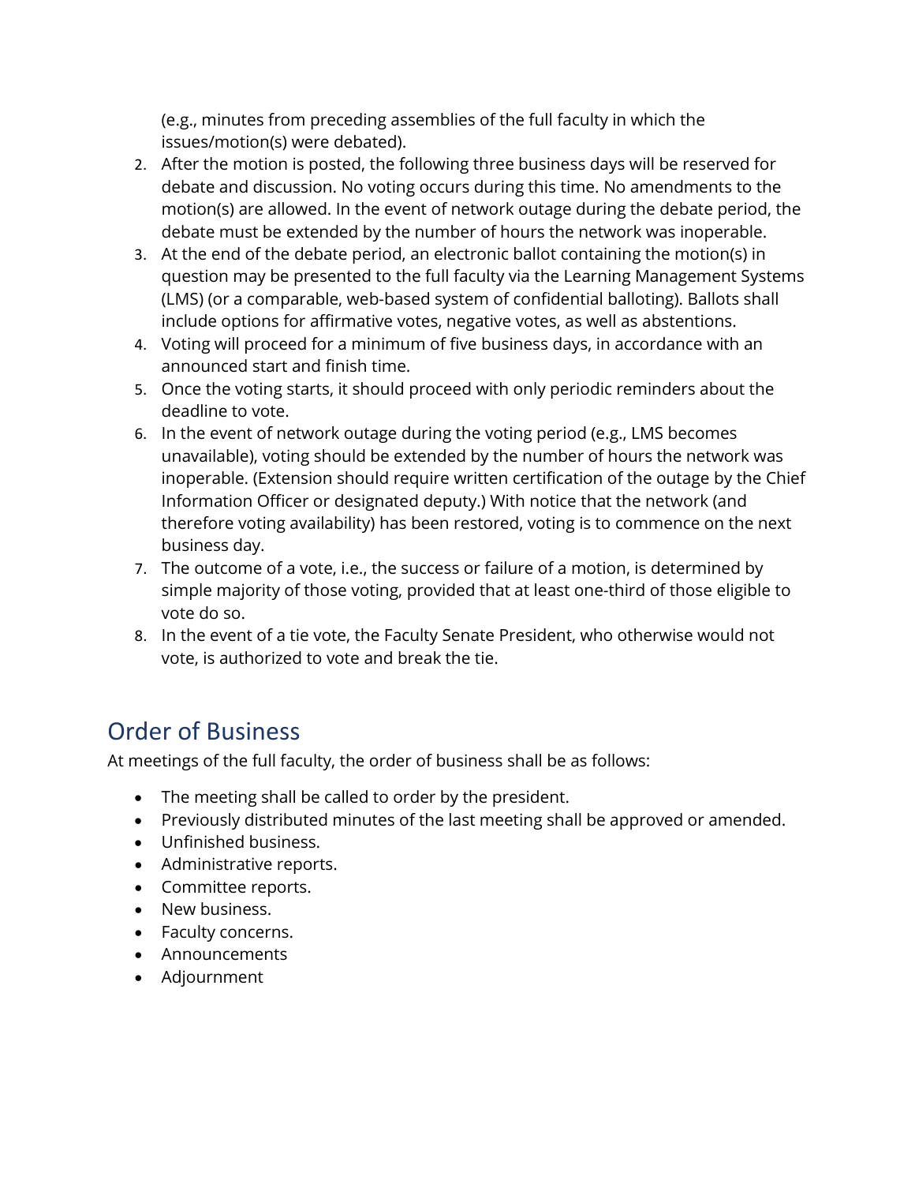(e.g., minutes from preceding assemblies of the full faculty in which the issues/motion(s) were debated).

2. After the motion is posted, the following three business days will be reserved for debate and discussion. No voting occurs during this time. No amendments to the motion(s) are allowed. In the event of network outage during the debate period, the debate must be extended by the number of hours the network was inoperable.
3. At the end of the debate period, an electronic ballot containing the motion(s) in question may be presented to the full faculty via the Learning Management Systems (LMS) (or a comparable, web-based system of confidential balloting). Ballots shall include options for affirmative votes, negative votes, as well as abstentions.
4. Voting will proceed for a minimum of five business days, in accordance with an announced start and finish time.
5. Once the voting starts, it should proceed with only periodic reminders about the deadline to vote.
6. In the event of network outage during the voting period (e.g., LMS becomes unavailable), voting should be extended by the number of hours the network was inoperable. (Extension should require written certification of the outage by the Chief Information Officer or designated deputy.) With notice that the network (and therefore voting availability) has been restored, voting is to commence on the next business day.
7. The outcome of a vote, i.e., the success or failure of a motion, is determined by simple majority of those voting, provided that at least one-third of those eligible to vote do so.
8. In the event of a tie vote, the Faculty Senate President, who otherwise would not vote, is authorized to vote and break the tie.

## Order of Business

At meetings of the full faculty, the order of business shall be as follows:

- The meeting shall be called to order by the president.
- Previously distributed minutes of the last meeting shall be approved or amended.
- Unfinished business.
- Administrative reports.
- Committee reports.
- New business.
- Faculty concerns.
- Announcements
- Adjournment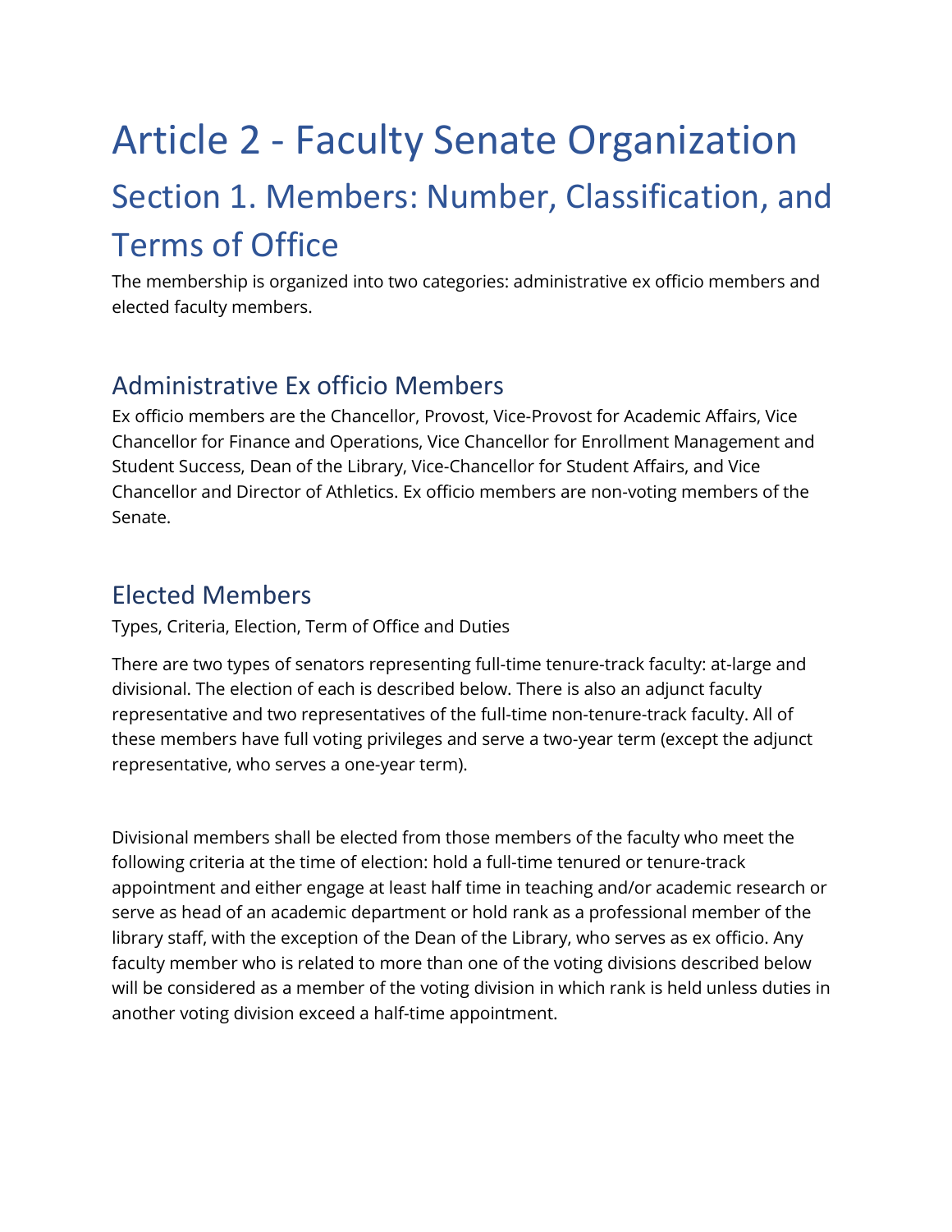# Article 2 - Faculty Senate Organization

## Section 1. Members: Number, Classification, and Terms of Office

The membership is organized into two categories: administrative ex officio members and elected faculty members.

### Administrative Ex officio Members

Ex officio members are the Chancellor, Provost, Vice-Provost for Academic Affairs, Vice Chancellor for Finance and Operations, Vice Chancellor for Enrollment Management and Student Success, Dean of the Library, Vice-Chancellor for Student Affairs, and Vice Chancellor and Director of Athletics. Ex officio members are non-voting members of the Senate.

### Elected Members

Types, Criteria, Election, Term of Office and Duties

There are two types of senators representing full-time tenure-track faculty: at-large and divisional. The election of each is described below. There is also an adjunct faculty representative and two representatives of the full-time non-tenure-track faculty. All of these members have full voting privileges and serve a two-year term (except the adjunct representative, who serves a one-year term).

Divisional members shall be elected from those members of the faculty who meet the following criteria at the time of election: hold a full-time tenured or tenure-track appointment and either engage at least half time in teaching and/or academic research or serve as head of an academic department or hold rank as a professional member of the library staff, with the exception of the Dean of the Library, who serves as ex officio. Any faculty member who is related to more than one of the voting divisions described below will be considered as a member of the voting division in which rank is held unless duties in another voting division exceed a half-time appointment.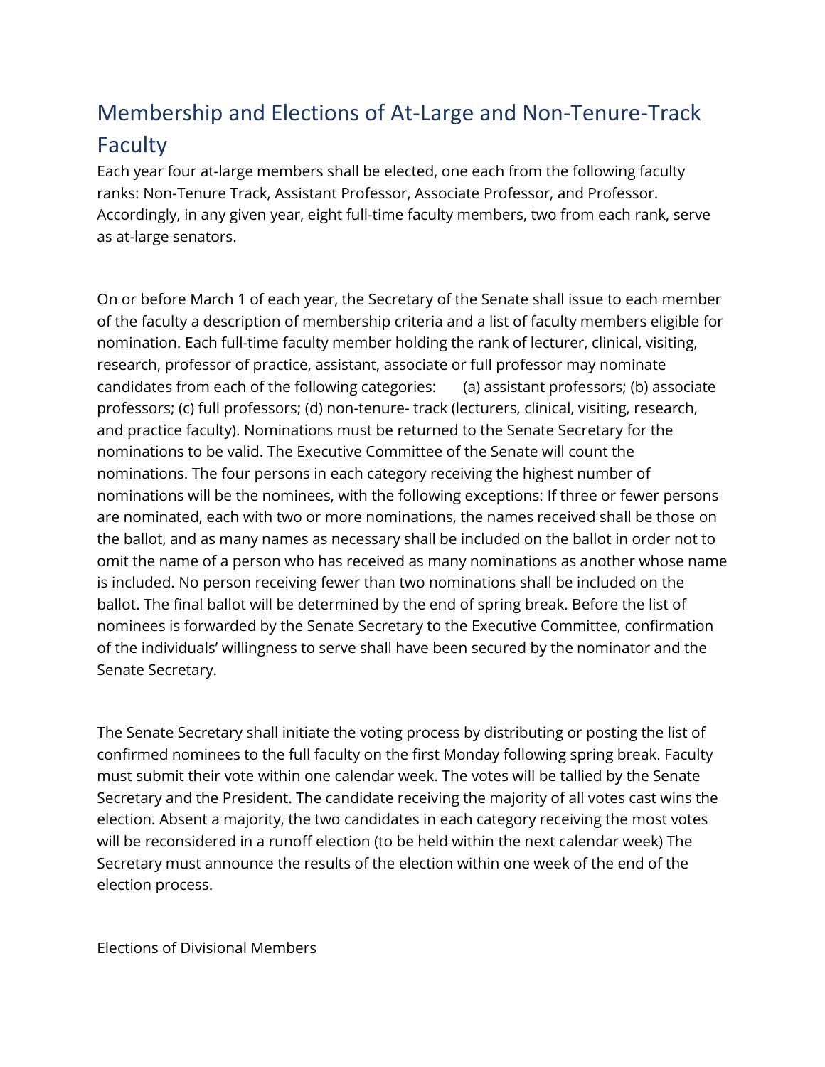## Membership and Elections of At-Large and Non-Tenure-Track Faculty

Each year four at-large members shall be elected, one each from the following faculty ranks: Non-Tenure Track, Assistant Professor, Associate Professor, and Professor. Accordingly, in any given year, eight full-time faculty members, two from each rank, serve as at-large senators.

On or before March 1 of each year, the Secretary of the Senate shall issue to each member of the faculty a description of membership criteria and a list of faculty members eligible for nomination. Each full-time faculty member holding the rank of lecturer, clinical, visiting, research, professor of practice, assistant, associate or full professor may nominate candidates from each of the following categories: (a) assistant professors; (b) associate professors; (c) full professors; (d) non-tenure- track (lecturers, clinical, visiting, research, and practice faculty). Nominations must be returned to the Senate Secretary for the nominations to be valid. The Executive Committee of the Senate will count the nominations. The four persons in each category receiving the highest number of nominations will be the nominees, with the following exceptions: If three or fewer persons are nominated, each with two or more nominations, the names received shall be those on the ballot, and as many names as necessary shall be included on the ballot in order not to omit the name of a person who has received as many nominations as another whose name is included. No person receiving fewer than two nominations shall be included on the ballot. The final ballot will be determined by the end of spring break. Before the list of nominees is forwarded by the Senate Secretary to the Executive Committee, confirmation of the individuals' willingness to serve shall have been secured by the nominator and the Senate Secretary.

The Senate Secretary shall initiate the voting process by distributing or posting the list of confirmed nominees to the full faculty on the first Monday following spring break. Faculty must submit their vote within one calendar week. The votes will be tallied by the Senate Secretary and the President. The candidate receiving the majority of all votes cast wins the election. Absent a majority, the two candidates in each category receiving the most votes will be reconsidered in a runoff election (to be held within the next calendar week) The Secretary must announce the results of the election within one week of the end of the election process.

Elections of Divisional Members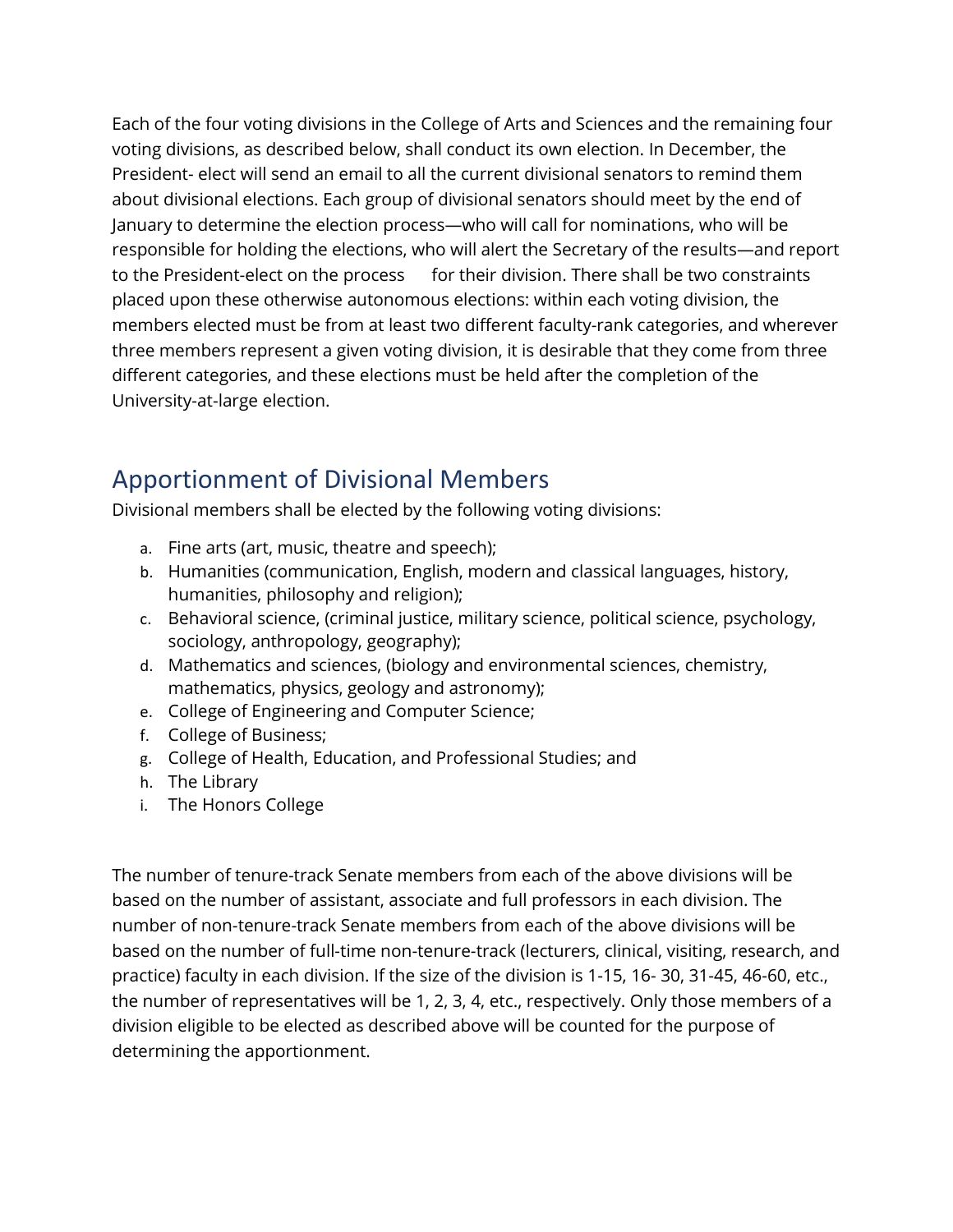Each of the four voting divisions in the College of Arts and Sciences and the remaining four voting divisions, as described below, shall conduct its own election. In December, the President- elect will send an email to all the current divisional senators to remind them about divisional elections. Each group of divisional senators should meet by the end of January to determine the election process—who will call for nominations, who will be responsible for holding the elections, who will alert the Secretary of the results—and report to the President-elect on the process for their division. There shall be two constraints placed upon these otherwise autonomous elections: within each voting division, the members elected must be from at least two different faculty-rank categories, and wherever three members represent a given voting division, it is desirable that they come from three different categories, and these elections must be held after the completion of the University-at-large election.

## Apportionment of Divisional Members

Divisional members shall be elected by the following voting divisions:

a. Fine arts (art, music, theatre and speech);
b. Humanities (communication, English, modern and classical languages, history, humanities, philosophy and religion);
c. Behavioral science, (criminal justice, military science, political science, psychology, sociology, anthropology, geography);
d. Mathematics and sciences, (biology and environmental sciences, chemistry, mathematics, physics, geology and astronomy);
e. College of Engineering and Computer Science;
f. College of Business;
g. College of Health, Education, and Professional Studies; and
h. The Library
i. The Honors College

The number of tenure-track Senate members from each of the above divisions will be based on the number of assistant, associate and full professors in each division. The number of non-tenure-track Senate members from each of the above divisions will be based on the number of full-time non-tenure-track (lecturers, clinical, visiting, research, and practice) faculty in each division. If the size of the division is 1-15, 16- 30, 31-45, 46-60, etc., the number of representatives will be 1, 2, 3, 4, etc., respectively. Only those members of a division eligible to be elected as described above will be counted for the purpose of determining the apportionment.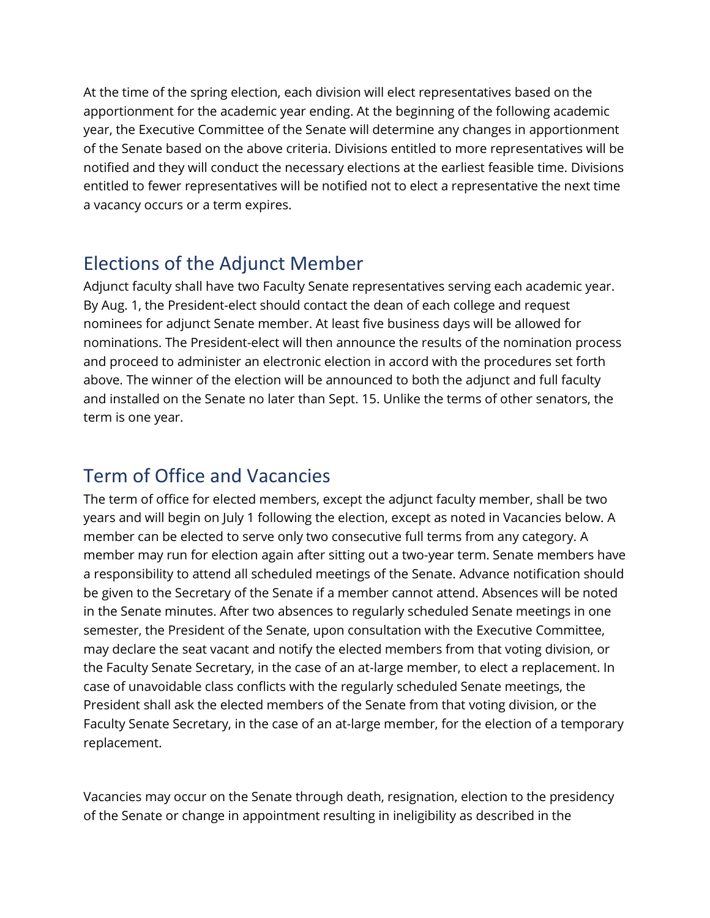At the time of the spring election, each division will elect representatives based on the apportionment for the academic year ending. At the beginning of the following academic year, the Executive Committee of the Senate will determine any changes in apportionment of the Senate based on the above criteria. Divisions entitled to more representatives will be notified and they will conduct the necessary elections at the earliest feasible time. Divisions entitled to fewer representatives will be notified not to elect a representative the next time a vacancy occurs or a term expires.

## Elections of the Adjunct Member

Adjunct faculty shall have two Faculty Senate representatives serving each academic year. By Aug. 1, the President-elect should contact the dean of each college and request nominees for adjunct Senate member. At least five business days will be allowed for nominations. The President-elect will then announce the results of the nomination process and proceed to administer an electronic election in accord with the procedures set forth above. The winner of the election will be announced to both the adjunct and full faculty and installed on the Senate no later than Sept. 15. Unlike the terms of other senators, the term is one year.

## Term of Office and Vacancies

The term of office for elected members, except the adjunct faculty member, shall be two years and will begin on July 1 following the election, except as noted in Vacancies below. A member can be elected to serve only two consecutive full terms from any category. A member may run for election again after sitting out a two-year term. Senate members have a responsibility to attend all scheduled meetings of the Senate. Advance notification should be given to the Secretary of the Senate if a member cannot attend. Absences will be noted in the Senate minutes. After two absences to regularly scheduled Senate meetings in one semester, the President of the Senate, upon consultation with the Executive Committee, may declare the seat vacant and notify the elected members from that voting division, or the Faculty Senate Secretary, in the case of an at-large member, to elect a replacement. In case of unavoidable class conflicts with the regularly scheduled Senate meetings, the President shall ask the elected members of the Senate from that voting division, or the Faculty Senate Secretary, in the case of an at-large member, for the election of a temporary replacement.

Vacancies may occur on the Senate through death, resignation, election to the presidency of the Senate or change in appointment resulting in ineligibility as described in the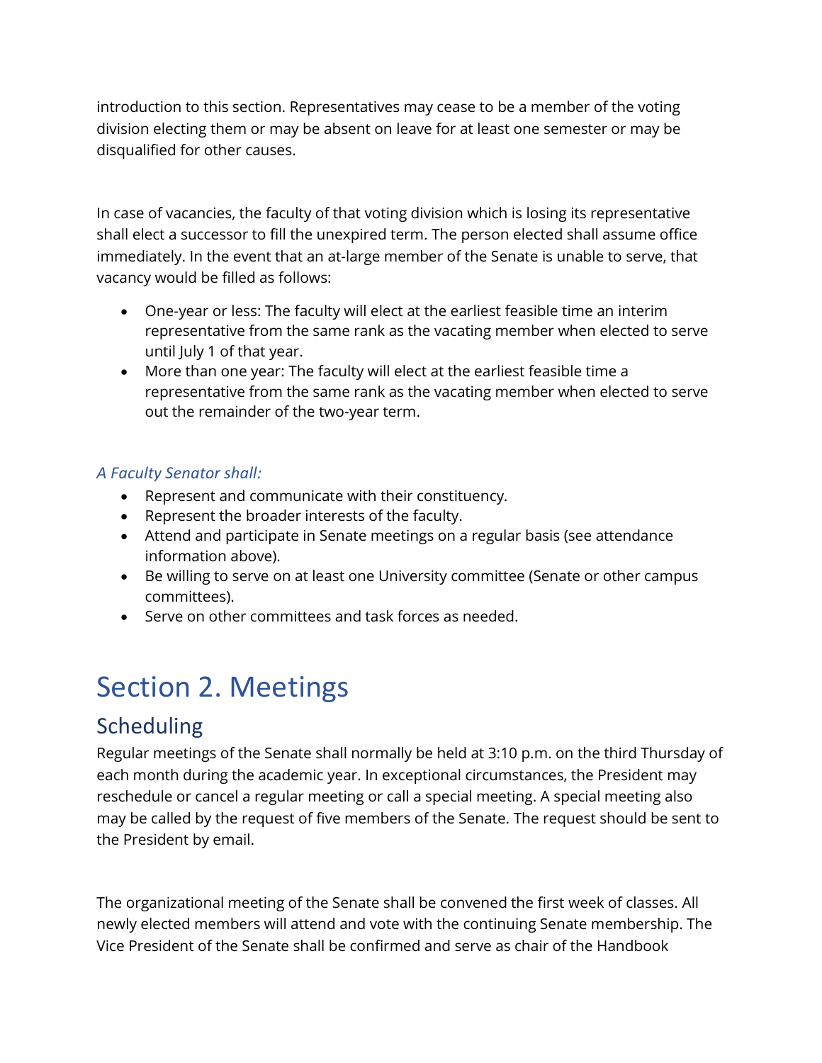introduction to this section. Representatives may cease to be a member of the voting division electing them or may be absent on leave for at least one semester or may be disqualified for other causes.

In case of vacancies, the faculty of that voting division which is losing its representative shall elect a successor to fill the unexpired term. The person elected shall assume office immediately. In the event that an at-large member of the Senate is unable to serve, that vacancy would be filled as follows:

- One-year or less: The faculty will elect at the earliest feasible time an interim representative from the same rank as the vacating member when elected to serve until July 1 of that year.
- More than one year: The faculty will elect at the earliest feasible time a representative from the same rank as the vacating member when elected to serve out the remainder of the two-year term.

*A Faculty Senator shall:*

- Represent and communicate with their constituency.
- Represent the broader interests of the faculty.
- Attend and participate in Senate meetings on a regular basis (see attendance information above).
- Be willing to serve on at least one University committee (Senate or other campus committees).
- Serve on other committees and task forces as needed.

# Section 2. Meetings

## Scheduling

Regular meetings of the Senate shall normally be held at 3:10 p.m. on the third Thursday of each month during the academic year. In exceptional circumstances, the President may reschedule or cancel a regular meeting or call a special meeting. A special meeting also may be called by the request of five members of the Senate. The request should be sent to the President by email.

The organizational meeting of the Senate shall be convened the first week of classes. All newly elected members will attend and vote with the continuing Senate membership. The Vice President of the Senate shall be confirmed and serve as chair of the Handbook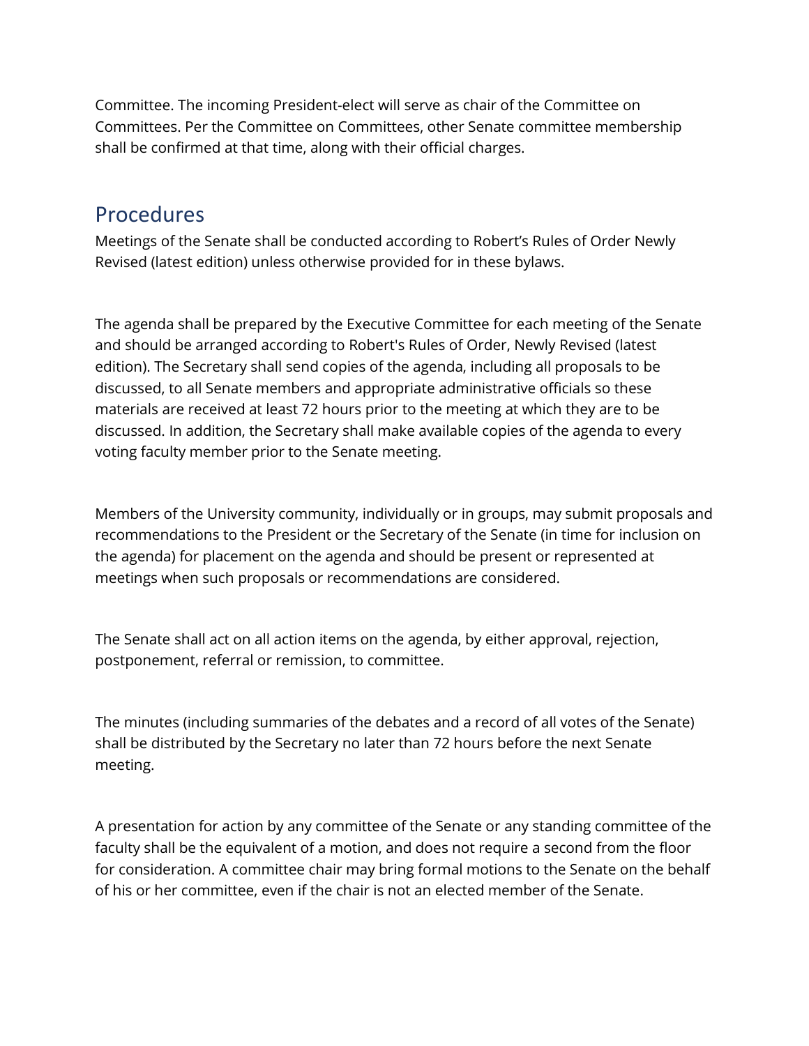Committee. The incoming President-elect will serve as chair of the Committee on Committees. Per the Committee on Committees, other Senate committee membership shall be confirmed at that time, along with their official charges.

## Procedures

Meetings of the Senate shall be conducted according to Robert's Rules of Order Newly Revised (latest edition) unless otherwise provided for in these bylaws.

The agenda shall be prepared by the Executive Committee for each meeting of the Senate and should be arranged according to Robert's Rules of Order, Newly Revised (latest edition). The Secretary shall send copies of the agenda, including all proposals to be discussed, to all Senate members and appropriate administrative officials so these materials are received at least 72 hours prior to the meeting at which they are to be discussed. In addition, the Secretary shall make available copies of the agenda to every voting faculty member prior to the Senate meeting.

Members of the University community, individually or in groups, may submit proposals and recommendations to the President or the Secretary of the Senate (in time for inclusion on the agenda) for placement on the agenda and should be present or represented at meetings when such proposals or recommendations are considered.

The Senate shall act on all action items on the agenda, by either approval, rejection, postponement, referral or remission, to committee.

The minutes (including summaries of the debates and a record of all votes of the Senate) shall be distributed by the Secretary no later than 72 hours before the next Senate meeting.

A presentation for action by any committee of the Senate or any standing committee of the faculty shall be the equivalent of a motion, and does not require a second from the floor for consideration. A committee chair may bring formal motions to the Senate on the behalf of his or her committee, even if the chair is not an elected member of the Senate.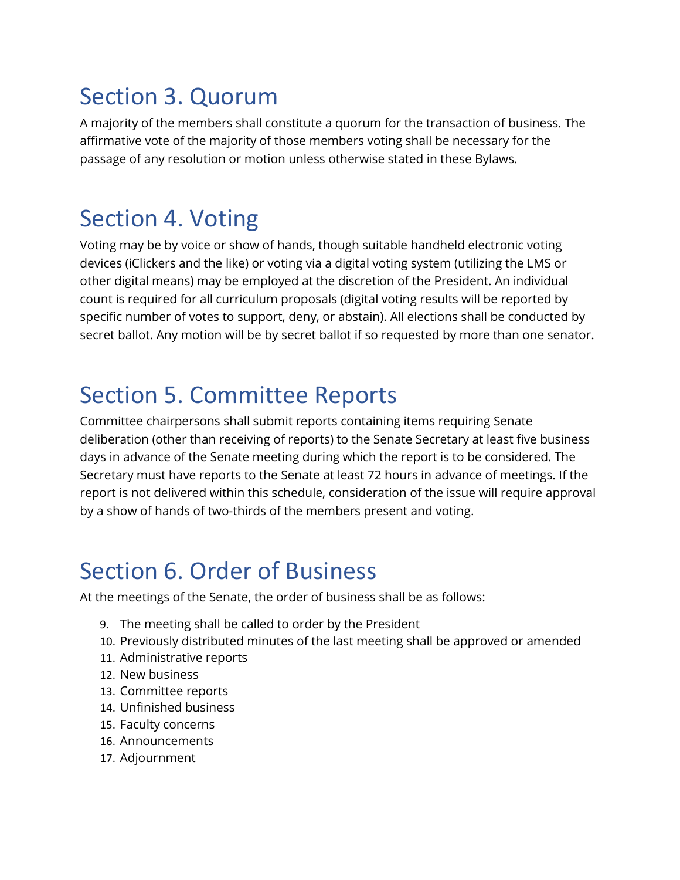## Section 3. Quorum

A majority of the members shall constitute a quorum for the transaction of business. The affirmative vote of the majority of those members voting shall be necessary for the passage of any resolution or motion unless otherwise stated in these Bylaws.

## Section 4. Voting

Voting may be by voice or show of hands, though suitable handheld electronic voting devices (iClickers and the like) or voting via a digital voting system (utilizing the LMS or other digital means) may be employed at the discretion of the President. An individual count is required for all curriculum proposals (digital voting results will be reported by specific number of votes to support, deny, or abstain). All elections shall be conducted by secret ballot. Any motion will be by secret ballot if so requested by more than one senator.

## Section 5. Committee Reports

Committee chairpersons shall submit reports containing items requiring Senate deliberation (other than receiving of reports) to the Senate Secretary at least five business days in advance of the Senate meeting during which the report is to be considered. The Secretary must have reports to the Senate at least 72 hours in advance of meetings. If the report is not delivered within this schedule, consideration of the issue will require approval by a show of hands of two-thirds of the members present and voting.

## Section 6. Order of Business

At the meetings of the Senate, the order of business shall be as follows:

9. The meeting shall be called to order by the President
10. Previously distributed minutes of the last meeting shall be approved or amended
11. Administrative reports
12. New business
13. Committee reports
14. Unfinished business
15. Faculty concerns
16. Announcements
17. Adjournment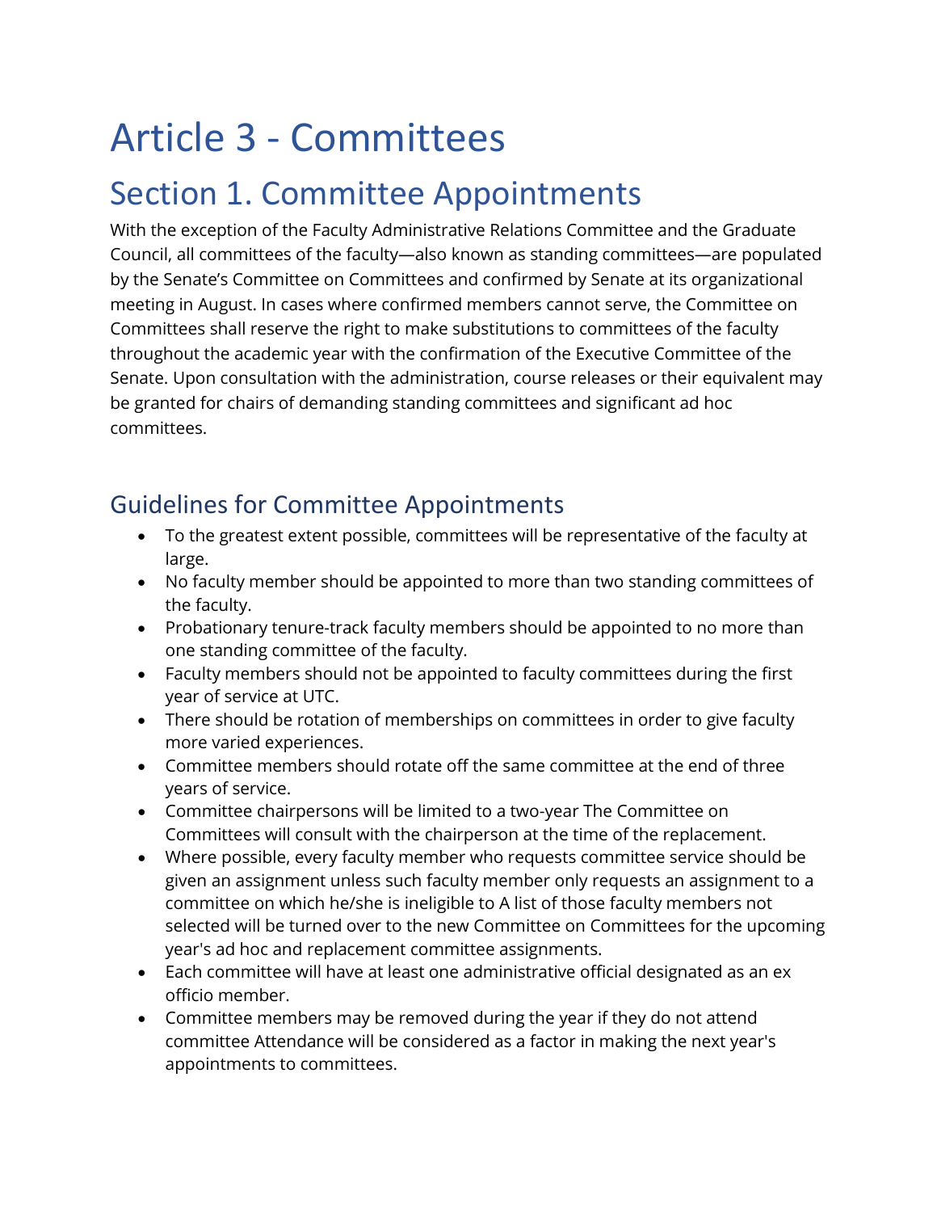# Article 3 - Committees

## Section 1. Committee Appointments

With the exception of the Faculty Administrative Relations Committee and the Graduate Council, all committees of the faculty—also known as standing committees—are populated by the Senate's Committee on Committees and confirmed by Senate at its organizational meeting in August. In cases where confirmed members cannot serve, the Committee on Committees shall reserve the right to make substitutions to committees of the faculty throughout the academic year with the confirmation of the Executive Committee of the Senate. Upon consultation with the administration, course releases or their equivalent may be granted for chairs of demanding standing committees and significant ad hoc committees.

### Guidelines for Committee Appointments

- To the greatest extent possible, committees will be representative of the faculty at large.
- No faculty member should be appointed to more than two standing committees of the faculty.
- Probationary tenure-track faculty members should be appointed to no more than one standing committee of the faculty.
- Faculty members should not be appointed to faculty committees during the first year of service at UTC.
- There should be rotation of memberships on committees in order to give faculty more varied experiences.
- Committee members should rotate off the same committee at the end of three years of service.
- Committee chairpersons will be limited to a two-year The Committee on Committees will consult with the chairperson at the time of the replacement.
- Where possible, every faculty member who requests committee service should be given an assignment unless such faculty member only requests an assignment to a committee on which he/she is ineligible to A list of those faculty members not selected will be turned over to the new Committee on Committees for the upcoming year's ad hoc and replacement committee assignments.
- Each committee will have at least one administrative official designated as an ex officio member.
- Committee members may be removed during the year if they do not attend committee Attendance will be considered as a factor in making the next year's appointments to committees.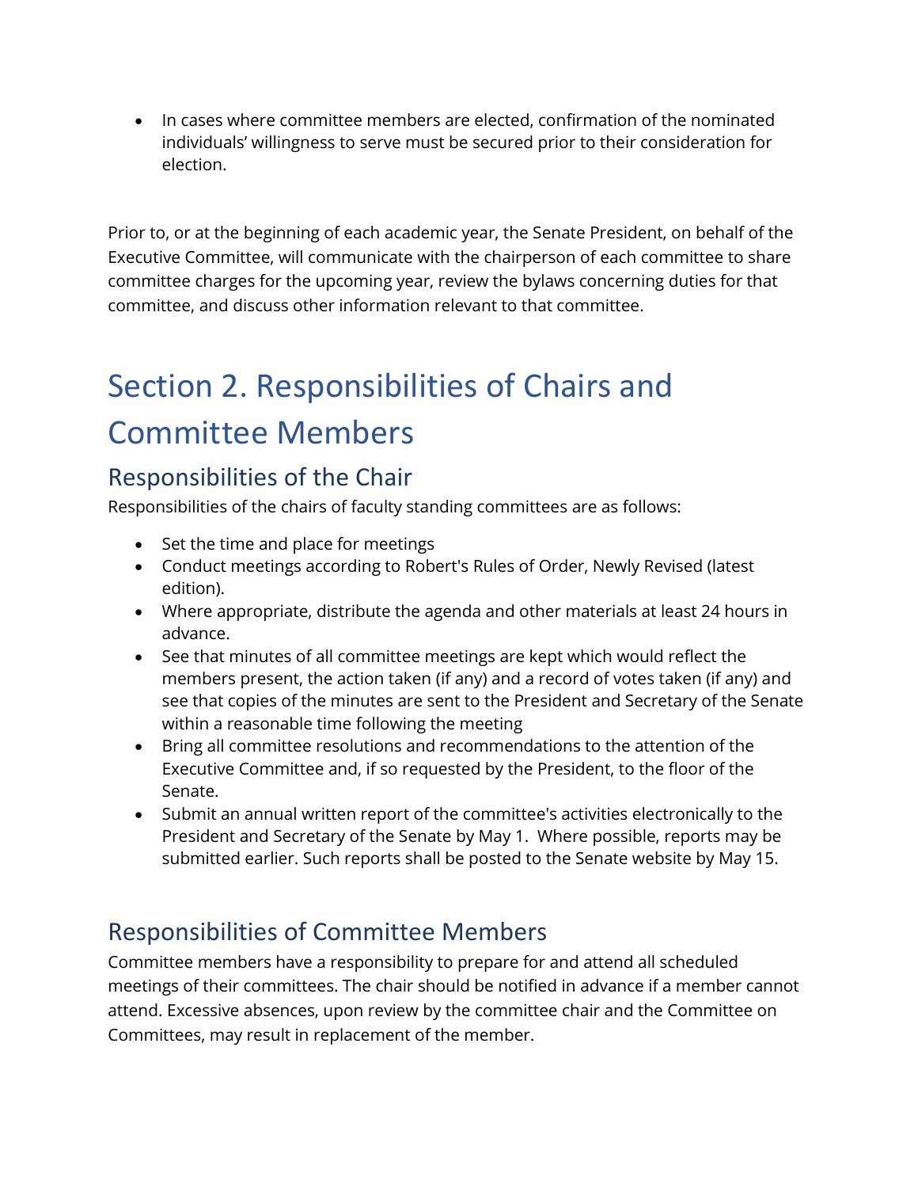- In cases where committee members are elected, confirmation of the nominated individuals' willingness to serve must be secured prior to their consideration for election.

Prior to, or at the beginning of each academic year, the Senate President, on behalf of the Executive Committee, will communicate with the chairperson of each committee to share committee charges for the upcoming year, review the bylaws concerning duties for that committee, and discuss other information relevant to that committee.

# Section 2. Responsibilities of Chairs and Committee Members

## Responsibilities of the Chair

Responsibilities of the chairs of faculty standing committees are as follows:

- Set the time and place for meetings
- Conduct meetings according to Robert's Rules of Order, Newly Revised (latest edition).
- Where appropriate, distribute the agenda and other materials at least 24 hours in advance.
- See that minutes of all committee meetings are kept which would reflect the members present, the action taken (if any) and a record of votes taken (if any) and see that copies of the minutes are sent to the President and Secretary of the Senate within a reasonable time following the meeting
- Bring all committee resolutions and recommendations to the attention of the Executive Committee and, if so requested by the President, to the floor of the Senate.
- Submit an annual written report of the committee's activities electronically to the President and Secretary of the Senate by May 1. Where possible, reports may be submitted earlier. Such reports shall be posted to the Senate website by May 15.

## Responsibilities of Committee Members

Committee members have a responsibility to prepare for and attend all scheduled meetings of their committees. The chair should be notified in advance if a member cannot attend. Excessive absences, upon review by the committee chair and the Committee on Committees, may result in replacement of the member.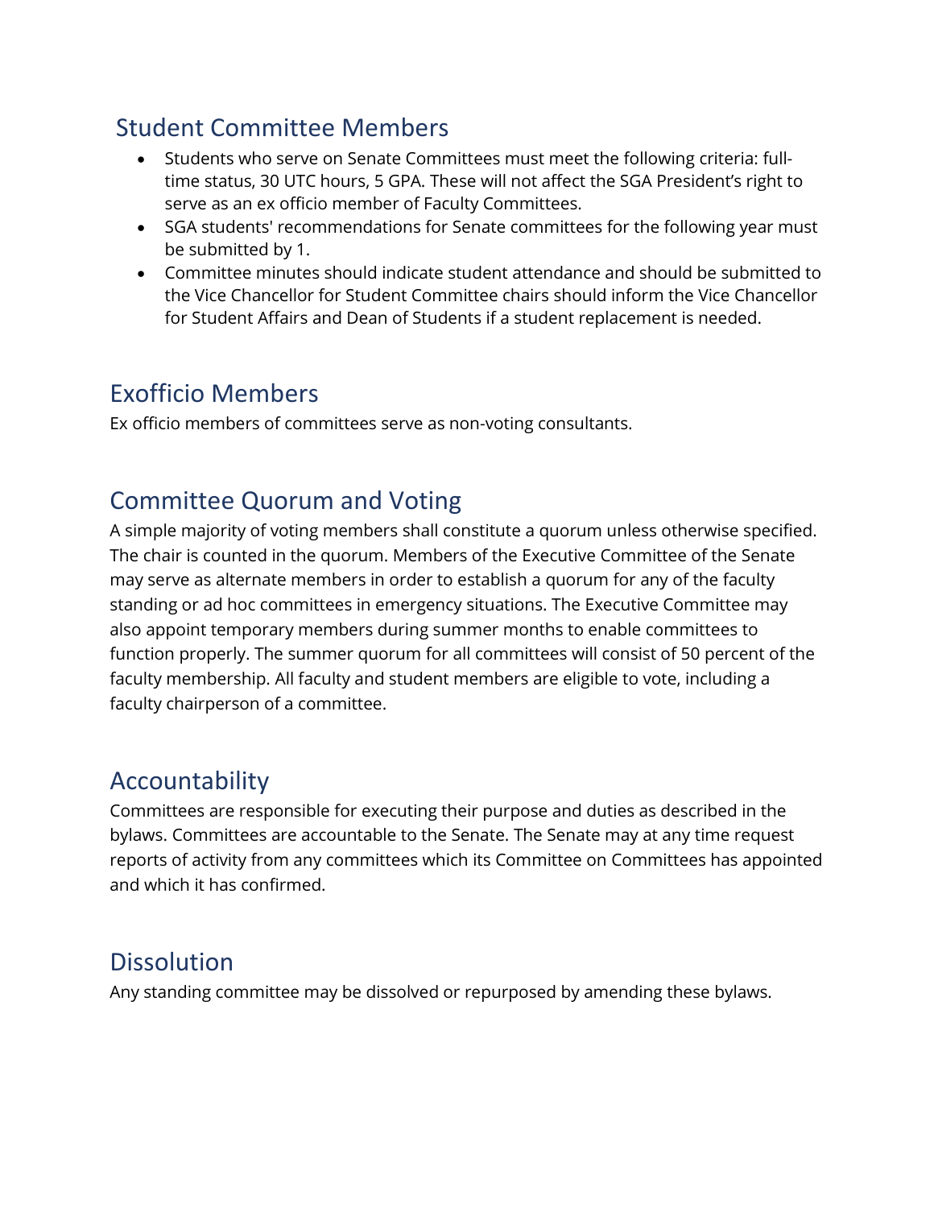## Student Committee Members

- Students who serve on Senate Committees must meet the following criteria: full-time status, 30 UTC hours, 5 GPA. These will not affect the SGA President's right to serve as an ex officio member of Faculty Committees.
- SGA students' recommendations for Senate committees for the following year must be submitted by 1.
- Committee minutes should indicate student attendance and should be submitted to the Vice Chancellor for Student Committee chairs should inform the Vice Chancellor for Student Affairs and Dean of Students if a student replacement is needed.

## Exofficio Members

Ex officio members of committees serve as non-voting consultants.

## Committee Quorum and Voting

A simple majority of voting members shall constitute a quorum unless otherwise specified. The chair is counted in the quorum. Members of the Executive Committee of the Senate may serve as alternate members in order to establish a quorum for any of the faculty standing or ad hoc committees in emergency situations. The Executive Committee may also appoint temporary members during summer months to enable committees to function properly. The summer quorum for all committees will consist of 50 percent of the faculty membership. All faculty and student members are eligible to vote, including a faculty chairperson of a committee.

## Accountability

Committees are responsible for executing their purpose and duties as described in the bylaws. Committees are accountable to the Senate. The Senate may at any time request reports of activity from any committees which its Committee on Committees has appointed and which it has confirmed.

## Dissolution

Any standing committee may be dissolved or repurposed by amending these bylaws.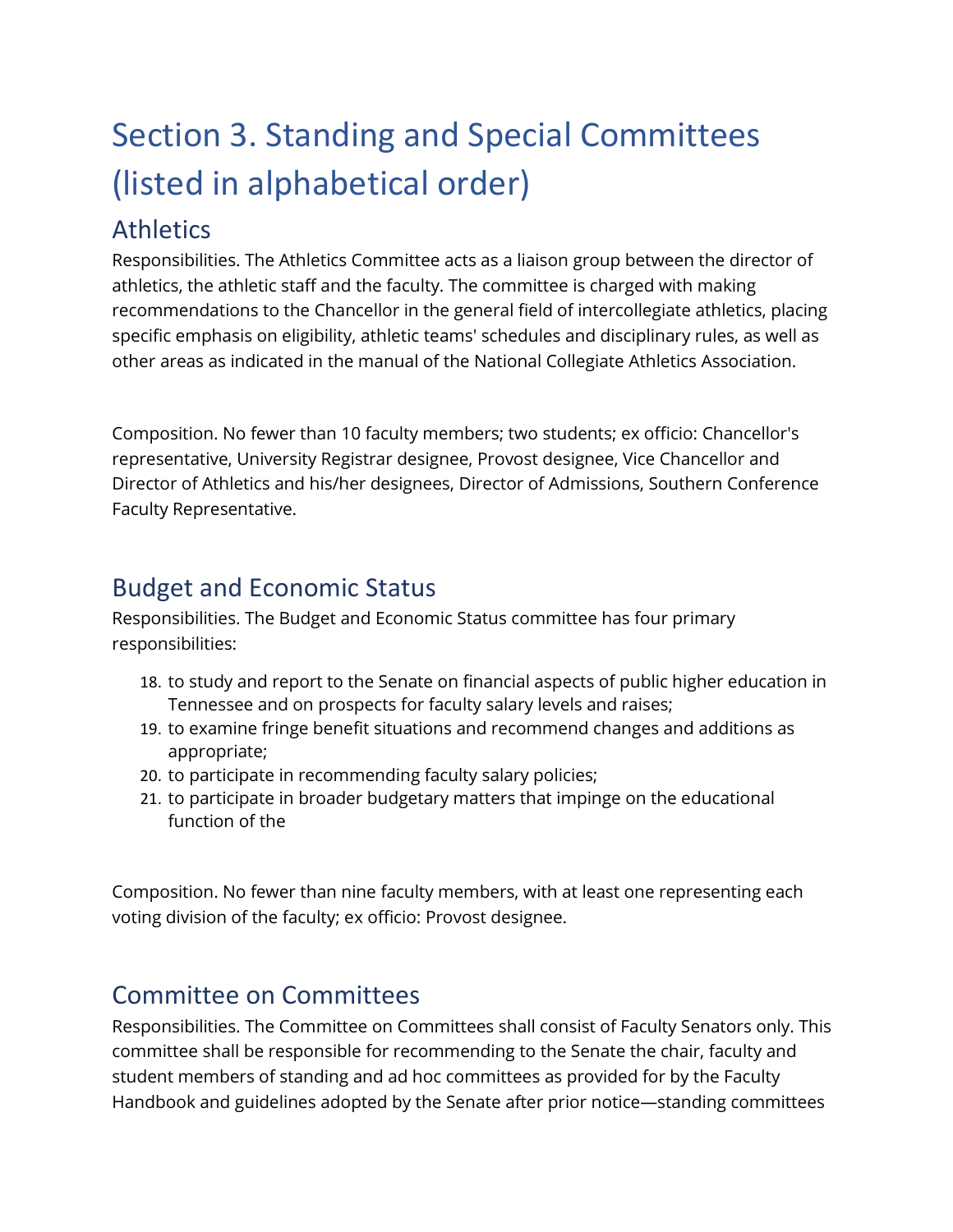# Section 3. Standing and Special Committees (listed in alphabetical order)

## Athletics

Responsibilities. The Athletics Committee acts as a liaison group between the director of athletics, the athletic staff and the faculty. The committee is charged with making recommendations to the Chancellor in the general field of intercollegiate athletics, placing specific emphasis on eligibility, athletic teams' schedules and disciplinary rules, as well as other areas as indicated in the manual of the National Collegiate Athletics Association.

Composition. No fewer than 10 faculty members; two students; ex officio: Chancellor's representative, University Registrar designee, Provost designee, Vice Chancellor and Director of Athletics and his/her designees, Director of Admissions, Southern Conference Faculty Representative.

## Budget and Economic Status

Responsibilities. The Budget and Economic Status committee has four primary responsibilities:

18. to study and report to the Senate on financial aspects of public higher education in Tennessee and on prospects for faculty salary levels and raises;
19. to examine fringe benefit situations and recommend changes and additions as appropriate;
20. to participate in recommending faculty salary policies;
21. to participate in broader budgetary matters that impinge on the educational function of the

Composition. No fewer than nine faculty members, with at least one representing each voting division of the faculty; ex officio: Provost designee.

## Committee on Committees

Responsibilities. The Committee on Committees shall consist of Faculty Senators only. This committee shall be responsible for recommending to the Senate the chair, faculty and student members of standing and ad hoc committees as provided for by the Faculty Handbook and guidelines adopted by the Senate after prior notice—standing committees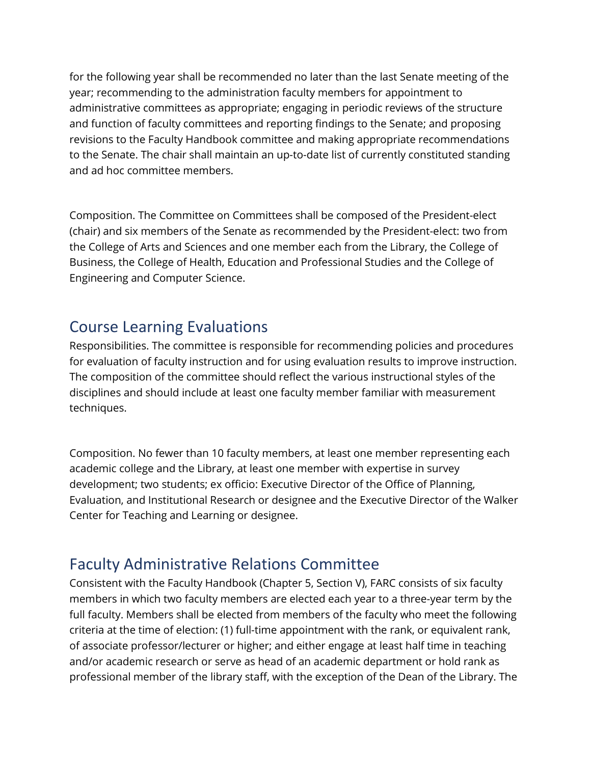for the following year shall be recommended no later than the last Senate meeting of the year; recommending to the administration faculty members for appointment to administrative committees as appropriate; engaging in periodic reviews of the structure and function of faculty committees and reporting findings to the Senate; and proposing revisions to the Faculty Handbook committee and making appropriate recommendations to the Senate. The chair shall maintain an up-to-date list of currently constituted standing and ad hoc committee members.

Composition. The Committee on Committees shall be composed of the President-elect (chair) and six members of the Senate as recommended by the President-elect: two from the College of Arts and Sciences and one member each from the Library, the College of Business, the College of Health, Education and Professional Studies and the College of Engineering and Computer Science.

## Course Learning Evaluations

Responsibilities. The committee is responsible for recommending policies and procedures for evaluation of faculty instruction and for using evaluation results to improve instruction. The composition of the committee should reflect the various instructional styles of the disciplines and should include at least one faculty member familiar with measurement techniques.

Composition. No fewer than 10 faculty members, at least one member representing each academic college and the Library, at least one member with expertise in survey development; two students; ex officio: Executive Director of the Office of Planning, Evaluation, and Institutional Research or designee and the Executive Director of the Walker Center for Teaching and Learning or designee.

## Faculty Administrative Relations Committee

Consistent with the Faculty Handbook (Chapter 5, Section V), FARC consists of six faculty members in which two faculty members are elected each year to a three-year term by the full faculty. Members shall be elected from members of the faculty who meet the following criteria at the time of election: (1) full-time appointment with the rank, or equivalent rank, of associate professor/lecturer or higher; and either engage at least half time in teaching and/or academic research or serve as head of an academic department or hold rank as professional member of the library staff, with the exception of the Dean of the Library. The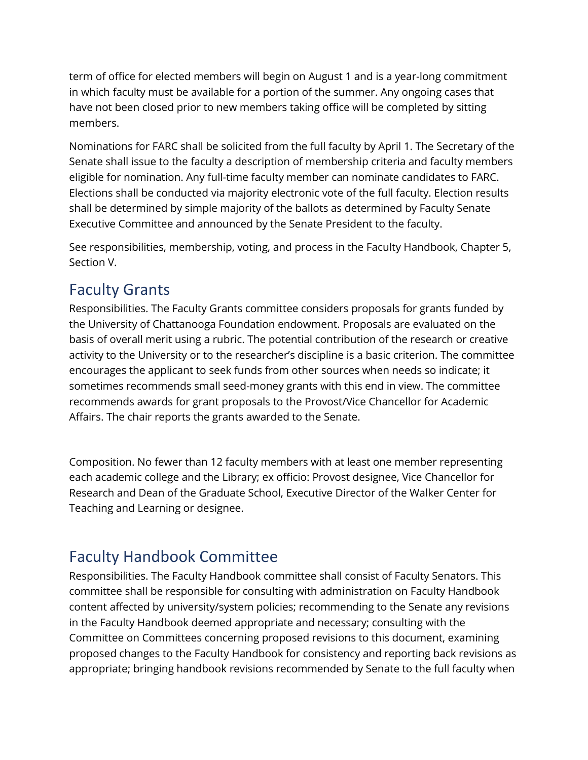term of office for elected members will begin on August 1 and is a year-long commitment in which faculty must be available for a portion of the summer. Any ongoing cases that have not been closed prior to new members taking office will be completed by sitting members.

Nominations for FARC shall be solicited from the full faculty by April 1. The Secretary of the Senate shall issue to the faculty a description of membership criteria and faculty members eligible for nomination. Any full-time faculty member can nominate candidates to FARC. Elections shall be conducted via majority electronic vote of the full faculty. Election results shall be determined by simple majority of the ballots as determined by Faculty Senate Executive Committee and announced by the Senate President to the faculty.

See responsibilities, membership, voting, and process in the Faculty Handbook, Chapter 5, Section V.

## Faculty Grants

Responsibilities. The Faculty Grants committee considers proposals for grants funded by the University of Chattanooga Foundation endowment. Proposals are evaluated on the basis of overall merit using a rubric. The potential contribution of the research or creative activity to the University or to the researcher's discipline is a basic criterion. The committee encourages the applicant to seek funds from other sources when needs so indicate; it sometimes recommends small seed-money grants with this end in view. The committee recommends awards for grant proposals to the Provost/Vice Chancellor for Academic Affairs. The chair reports the grants awarded to the Senate.

Composition. No fewer than 12 faculty members with at least one member representing each academic college and the Library; ex officio: Provost designee, Vice Chancellor for Research and Dean of the Graduate School, Executive Director of the Walker Center for Teaching and Learning or designee.

## Faculty Handbook Committee

Responsibilities. The Faculty Handbook committee shall consist of Faculty Senators. This committee shall be responsible for consulting with administration on Faculty Handbook content affected by university/system policies; recommending to the Senate any revisions in the Faculty Handbook deemed appropriate and necessary; consulting with the Committee on Committees concerning proposed revisions to this document, examining proposed changes to the Faculty Handbook for consistency and reporting back revisions as appropriate; bringing handbook revisions recommended by Senate to the full faculty when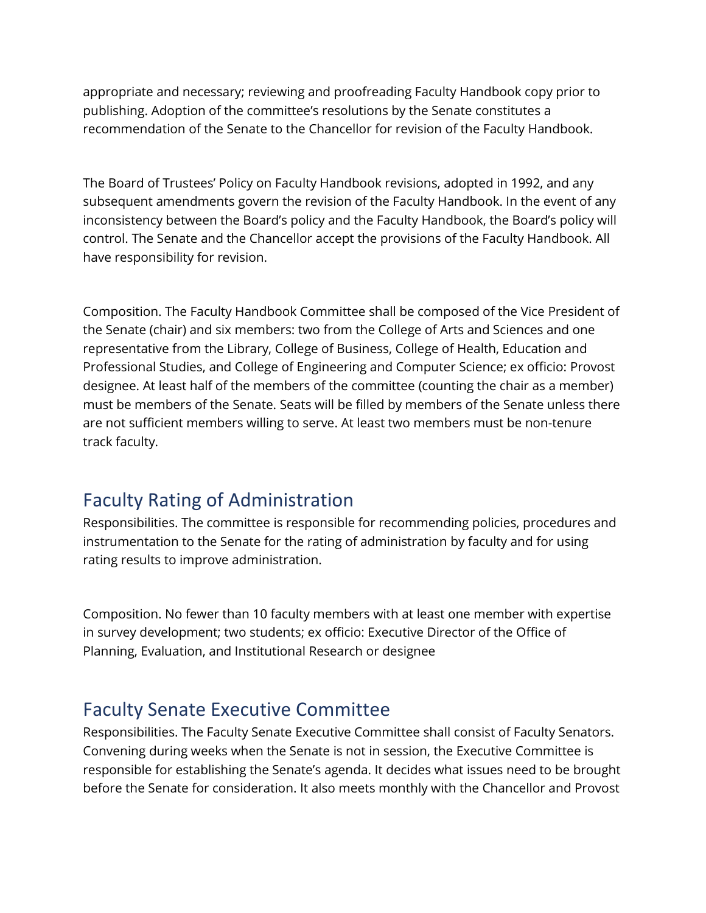appropriate and necessary; reviewing and proofreading Faculty Handbook copy prior to publishing. Adoption of the committee's resolutions by the Senate constitutes a recommendation of the Senate to the Chancellor for revision of the Faculty Handbook.

The Board of Trustees' Policy on Faculty Handbook revisions, adopted in 1992, and any subsequent amendments govern the revision of the Faculty Handbook. In the event of any inconsistency between the Board's policy and the Faculty Handbook, the Board's policy will control. The Senate and the Chancellor accept the provisions of the Faculty Handbook. All have responsibility for revision.

Composition. The Faculty Handbook Committee shall be composed of the Vice President of the Senate (chair) and six members: two from the College of Arts and Sciences and one representative from the Library, College of Business, College of Health, Education and Professional Studies, and College of Engineering and Computer Science; ex officio: Provost designee. At least half of the members of the committee (counting the chair as a member) must be members of the Senate. Seats will be filled by members of the Senate unless there are not sufficient members willing to serve. At least two members must be non-tenure track faculty.

## Faculty Rating of Administration

Responsibilities. The committee is responsible for recommending policies, procedures and instrumentation to the Senate for the rating of administration by faculty and for using rating results to improve administration.

Composition. No fewer than 10 faculty members with at least one member with expertise in survey development; two students; ex officio: Executive Director of the Office of Planning, Evaluation, and Institutional Research or designee

## Faculty Senate Executive Committee

Responsibilities. The Faculty Senate Executive Committee shall consist of Faculty Senators. Convening during weeks when the Senate is not in session, the Executive Committee is responsible for establishing the Senate's agenda. It decides what issues need to be brought before the Senate for consideration. It also meets monthly with the Chancellor and Provost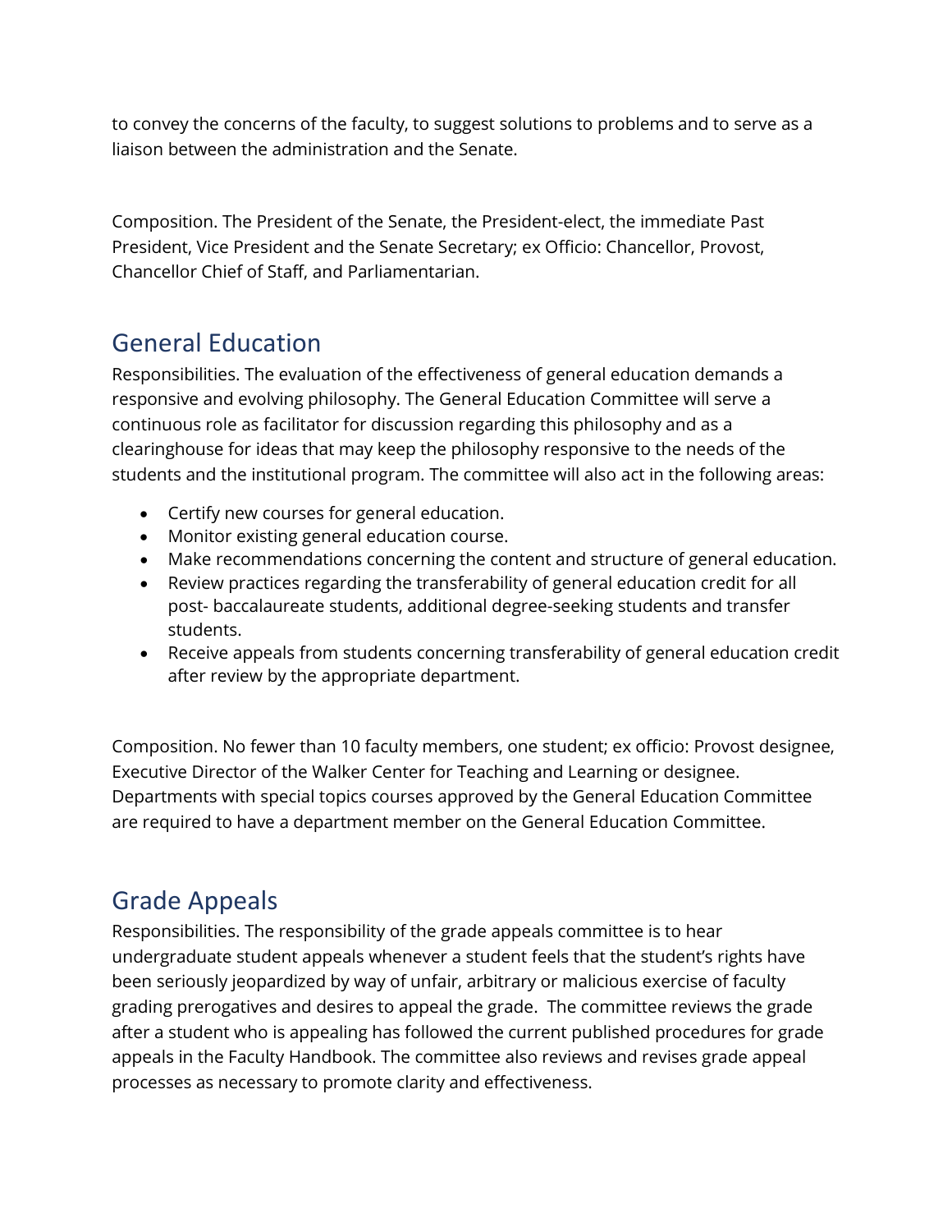to convey the concerns of the faculty, to suggest solutions to problems and to serve as a liaison between the administration and the Senate.

Composition. The President of the Senate, the President-elect, the immediate Past President, Vice President and the Senate Secretary; ex Officio: Chancellor, Provost, Chancellor Chief of Staff, and Parliamentarian.

## General Education

Responsibilities. The evaluation of the effectiveness of general education demands a responsive and evolving philosophy. The General Education Committee will serve a continuous role as facilitator for discussion regarding this philosophy and as a clearinghouse for ideas that may keep the philosophy responsive to the needs of the students and the institutional program. The committee will also act in the following areas:

- Certify new courses for general education.
- Monitor existing general education course.
- Make recommendations concerning the content and structure of general education.
- Review practices regarding the transferability of general education credit for all post- baccalaureate students, additional degree-seeking students and transfer students.
- Receive appeals from students concerning transferability of general education credit after review by the appropriate department.

Composition. No fewer than 10 faculty members, one student; ex officio: Provost designee, Executive Director of the Walker Center for Teaching and Learning or designee. Departments with special topics courses approved by the General Education Committee are required to have a department member on the General Education Committee.

## Grade Appeals

Responsibilities. The responsibility of the grade appeals committee is to hear undergraduate student appeals whenever a student feels that the student's rights have been seriously jeopardized by way of unfair, arbitrary or malicious exercise of faculty grading prerogatives and desires to appeal the grade. The committee reviews the grade after a student who is appealing has followed the current published procedures for grade appeals in the Faculty Handbook. The committee also reviews and revises grade appeal processes as necessary to promote clarity and effectiveness.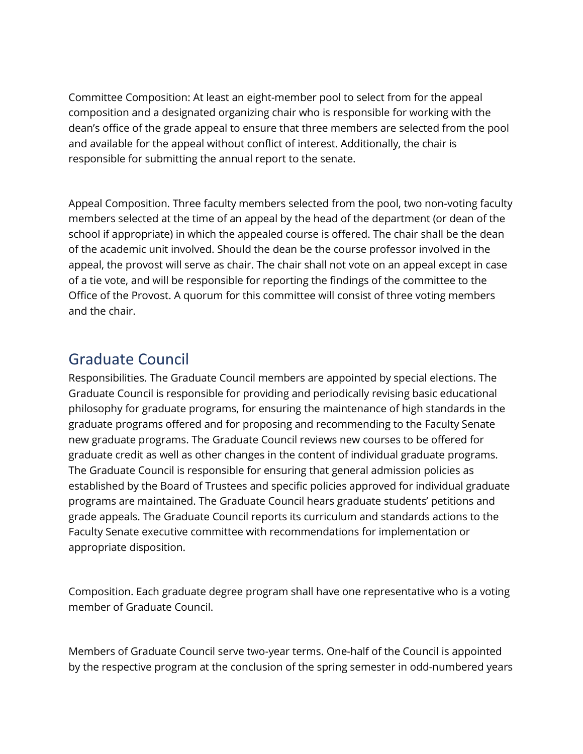Committee Composition: At least an eight-member pool to select from for the appeal composition and a designated organizing chair who is responsible for working with the dean's office of the grade appeal to ensure that three members are selected from the pool and available for the appeal without conflict of interest. Additionally, the chair is responsible for submitting the annual report to the senate.

Appeal Composition. Three faculty members selected from the pool, two non-voting faculty members selected at the time of an appeal by the head of the department (or dean of the school if appropriate) in which the appealed course is offered. The chair shall be the dean of the academic unit involved. Should the dean be the course professor involved in the appeal, the provost will serve as chair. The chair shall not vote on an appeal except in case of a tie vote, and will be responsible for reporting the findings of the committee to the Office of the Provost. A quorum for this committee will consist of three voting members and the chair.

## Graduate Council

Responsibilities. The Graduate Council members are appointed by special elections. The Graduate Council is responsible for providing and periodically revising basic educational philosophy for graduate programs, for ensuring the maintenance of high standards in the graduate programs offered and for proposing and recommending to the Faculty Senate new graduate programs. The Graduate Council reviews new courses to be offered for graduate credit as well as other changes in the content of individual graduate programs. The Graduate Council is responsible for ensuring that general admission policies as established by the Board of Trustees and specific policies approved for individual graduate programs are maintained. The Graduate Council hears graduate students' petitions and grade appeals. The Graduate Council reports its curriculum and standards actions to the Faculty Senate executive committee with recommendations for implementation or appropriate disposition.

Composition. Each graduate degree program shall have one representative who is a voting member of Graduate Council.

Members of Graduate Council serve two-year terms. One-half of the Council is appointed by the respective program at the conclusion of the spring semester in odd-numbered years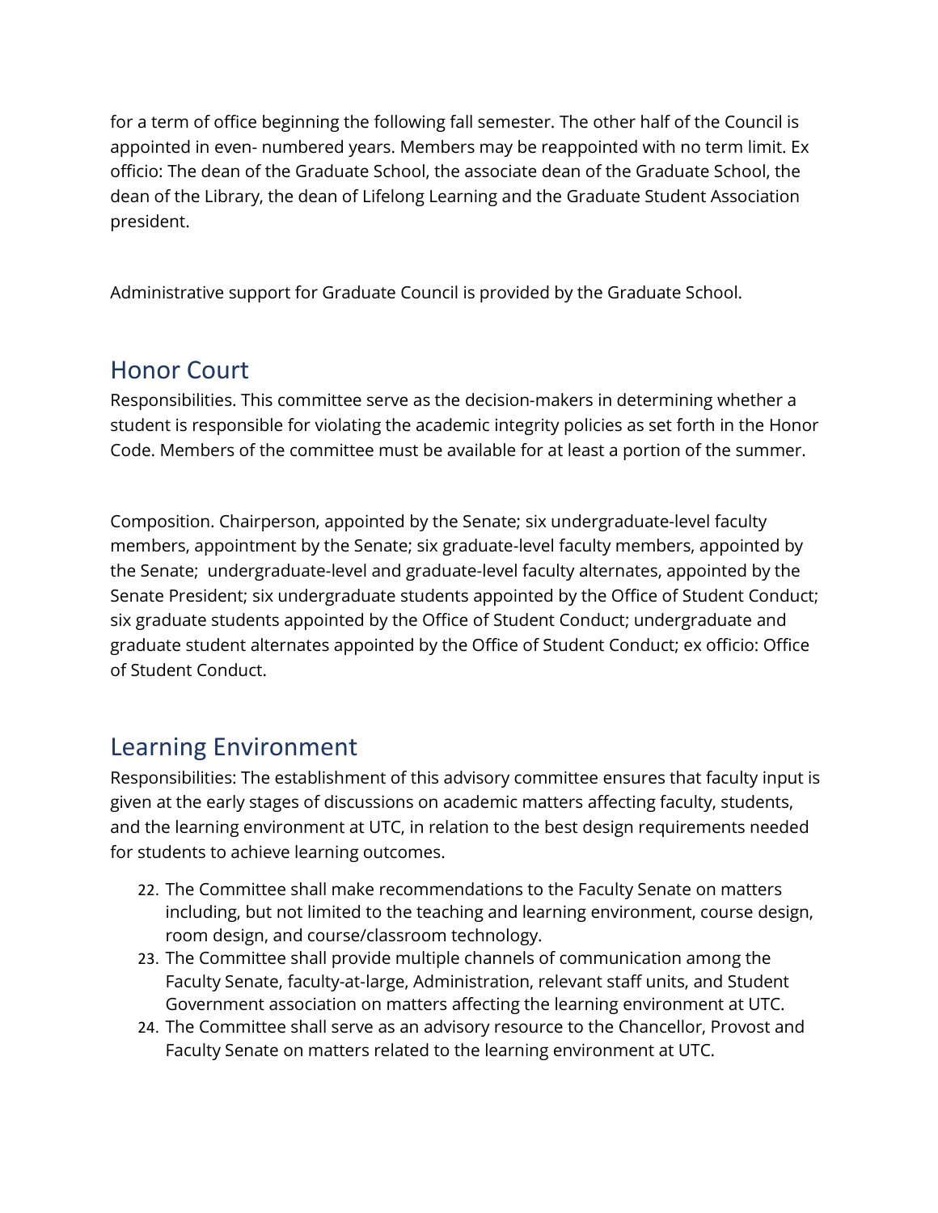for a term of office beginning the following fall semester. The other half of the Council is appointed in even- numbered years. Members may be reappointed with no term limit. Ex officio: The dean of the Graduate School, the associate dean of the Graduate School, the dean of the Library, the dean of Lifelong Learning and the Graduate Student Association president.

Administrative support for Graduate Council is provided by the Graduate School.

## Honor Court

Responsibilities. This committee serve as the decision-makers in determining whether a student is responsible for violating the academic integrity policies as set forth in the Honor Code. Members of the committee must be available for at least a portion of the summer.

Composition. Chairperson, appointed by the Senate; six undergraduate-level faculty members, appointment by the Senate; six graduate-level faculty members, appointed by the Senate;  undergraduate-level and graduate-level faculty alternates, appointed by the Senate President; six undergraduate students appointed by the Office of Student Conduct; six graduate students appointed by the Office of Student Conduct; undergraduate and graduate student alternates appointed by the Office of Student Conduct; ex officio: Office of Student Conduct.

## Learning Environment

Responsibilities: The establishment of this advisory committee ensures that faculty input is given at the early stages of discussions on academic matters affecting faculty, students, and the learning environment at UTC, in relation to the best design requirements needed for students to achieve learning outcomes.

22. The Committee shall make recommendations to the Faculty Senate on matters including, but not limited to the teaching and learning environment, course design, room design, and course/classroom technology.
23. The Committee shall provide multiple channels of communication among the Faculty Senate, faculty-at-large, Administration, relevant staff units, and Student Government association on matters affecting the learning environment at UTC.
24. The Committee shall serve as an advisory resource to the Chancellor, Provost and Faculty Senate on matters related to the learning environment at UTC.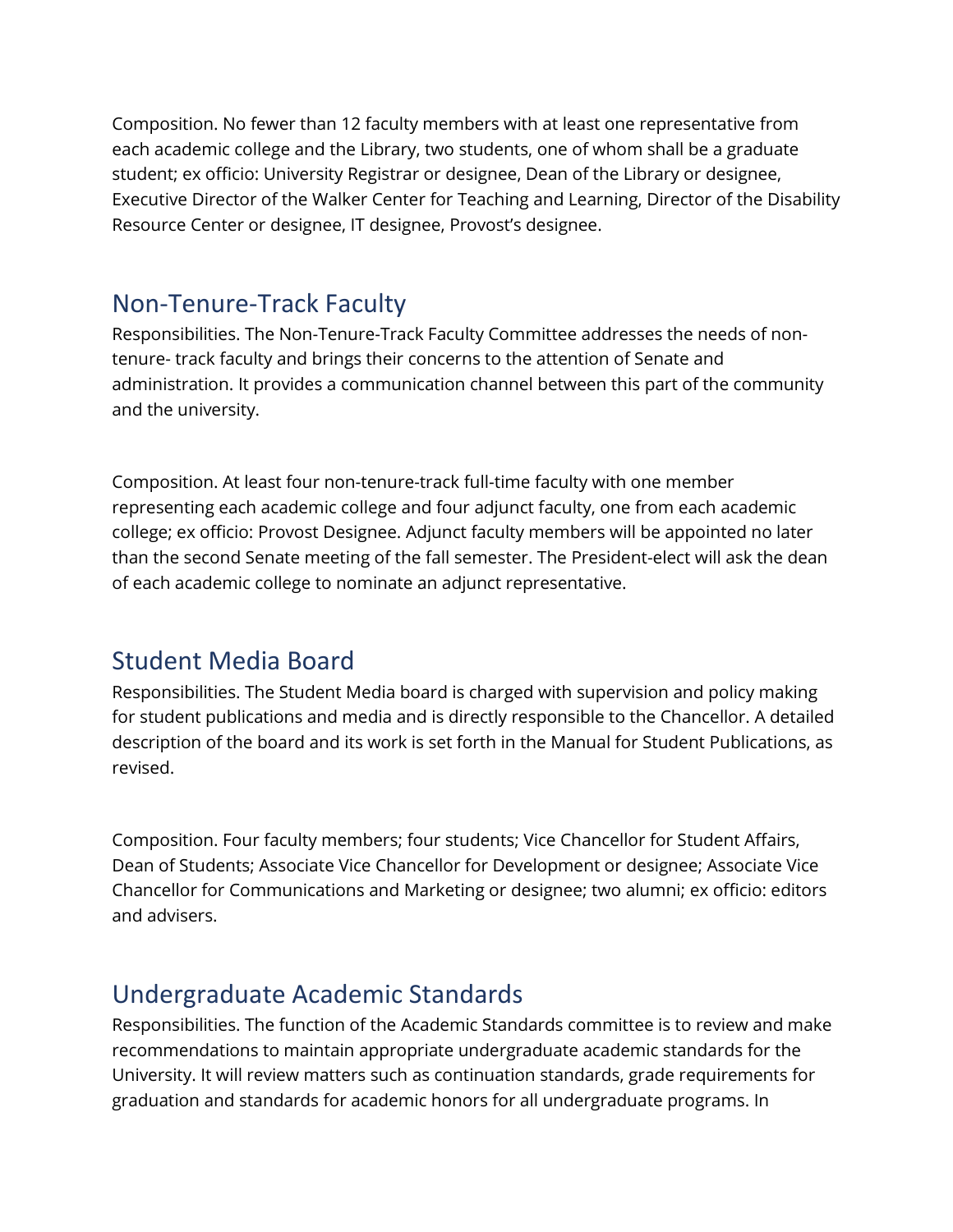Composition. No fewer than 12 faculty members with at least one representative from each academic college and the Library, two students, one of whom shall be a graduate student; ex officio: University Registrar or designee, Dean of the Library or designee, Executive Director of the Walker Center for Teaching and Learning, Director of the Disability Resource Center or designee, IT designee, Provost's designee.

## Non-Tenure-Track Faculty

Responsibilities. The Non-Tenure-Track Faculty Committee addresses the needs of non-tenure- track faculty and brings their concerns to the attention of Senate and administration. It provides a communication channel between this part of the community and the university.

Composition. At least four non-tenure-track full-time faculty with one member representing each academic college and four adjunct faculty, one from each academic college; ex officio: Provost Designee. Adjunct faculty members will be appointed no later than the second Senate meeting of the fall semester. The President-elect will ask the dean of each academic college to nominate an adjunct representative.

## Student Media Board

Responsibilities. The Student Media board is charged with supervision and policy making for student publications and media and is directly responsible to the Chancellor. A detailed description of the board and its work is set forth in the Manual for Student Publications, as revised.

Composition. Four faculty members; four students; Vice Chancellor for Student Affairs, Dean of Students; Associate Vice Chancellor for Development or designee; Associate Vice Chancellor for Communications and Marketing or designee; two alumni; ex officio: editors and advisers.

## Undergraduate Academic Standards

Responsibilities. The function of the Academic Standards committee is to review and make recommendations to maintain appropriate undergraduate academic standards for the University. It will review matters such as continuation standards, grade requirements for graduation and standards for academic honors for all undergraduate programs. In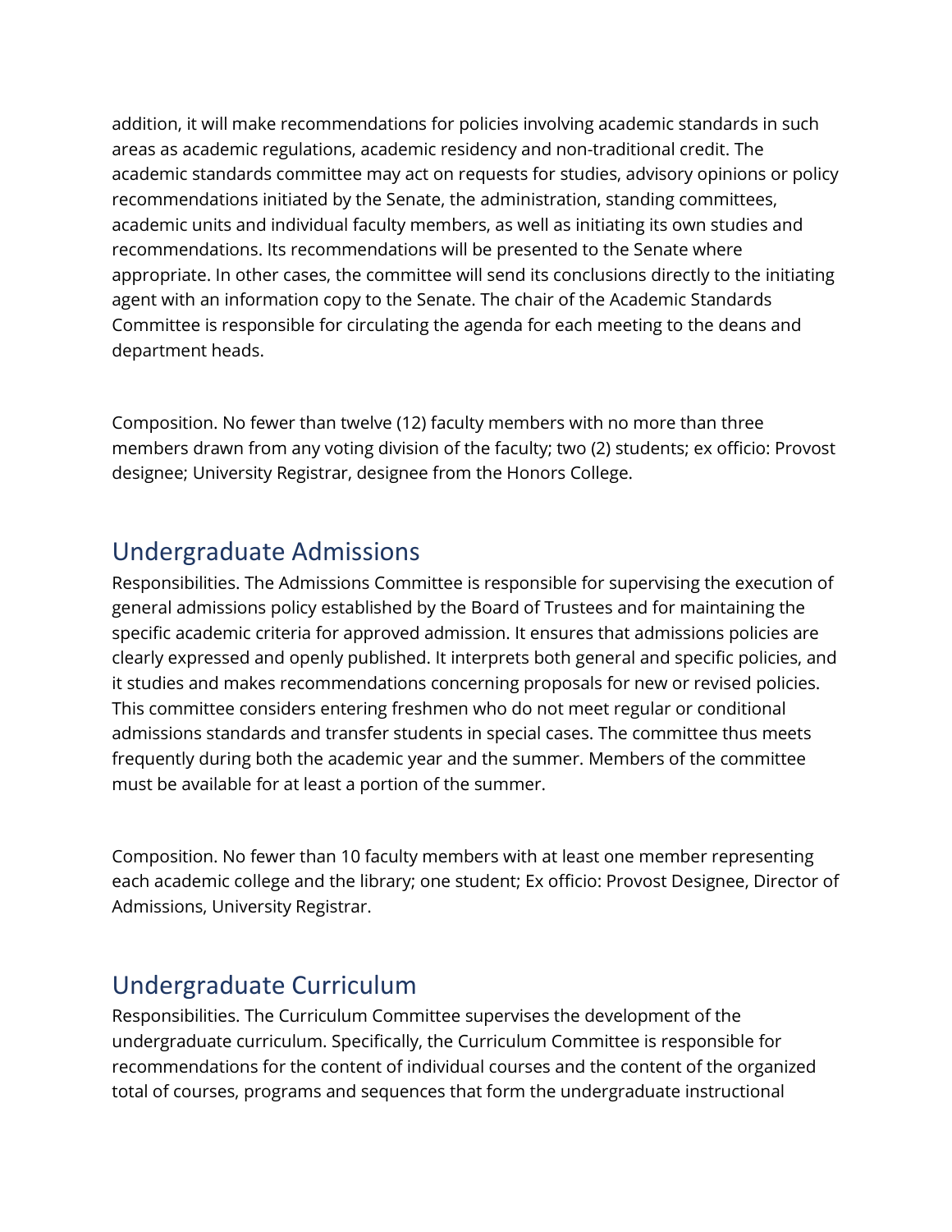addition, it will make recommendations for policies involving academic standards in such areas as academic regulations, academic residency and non-traditional credit. The academic standards committee may act on requests for studies, advisory opinions or policy recommendations initiated by the Senate, the administration, standing committees, academic units and individual faculty members, as well as initiating its own studies and recommendations. Its recommendations will be presented to the Senate where appropriate. In other cases, the committee will send its conclusions directly to the initiating agent with an information copy to the Senate. The chair of the Academic Standards Committee is responsible for circulating the agenda for each meeting to the deans and department heads.

Composition. No fewer than twelve (12) faculty members with no more than three members drawn from any voting division of the faculty; two (2) students; ex officio: Provost designee; University Registrar, designee from the Honors College.

## Undergraduate Admissions

Responsibilities. The Admissions Committee is responsible for supervising the execution of general admissions policy established by the Board of Trustees and for maintaining the specific academic criteria for approved admission. It ensures that admissions policies are clearly expressed and openly published. It interprets both general and specific policies, and it studies and makes recommendations concerning proposals for new or revised policies. This committee considers entering freshmen who do not meet regular or conditional admissions standards and transfer students in special cases. The committee thus meets frequently during both the academic year and the summer. Members of the committee must be available for at least a portion of the summer.

Composition. No fewer than 10 faculty members with at least one member representing each academic college and the library; one student; Ex officio: Provost Designee, Director of Admissions, University Registrar.

## Undergraduate Curriculum

Responsibilities. The Curriculum Committee supervises the development of the undergraduate curriculum. Specifically, the Curriculum Committee is responsible for recommendations for the content of individual courses and the content of the organized total of courses, programs and sequences that form the undergraduate instructional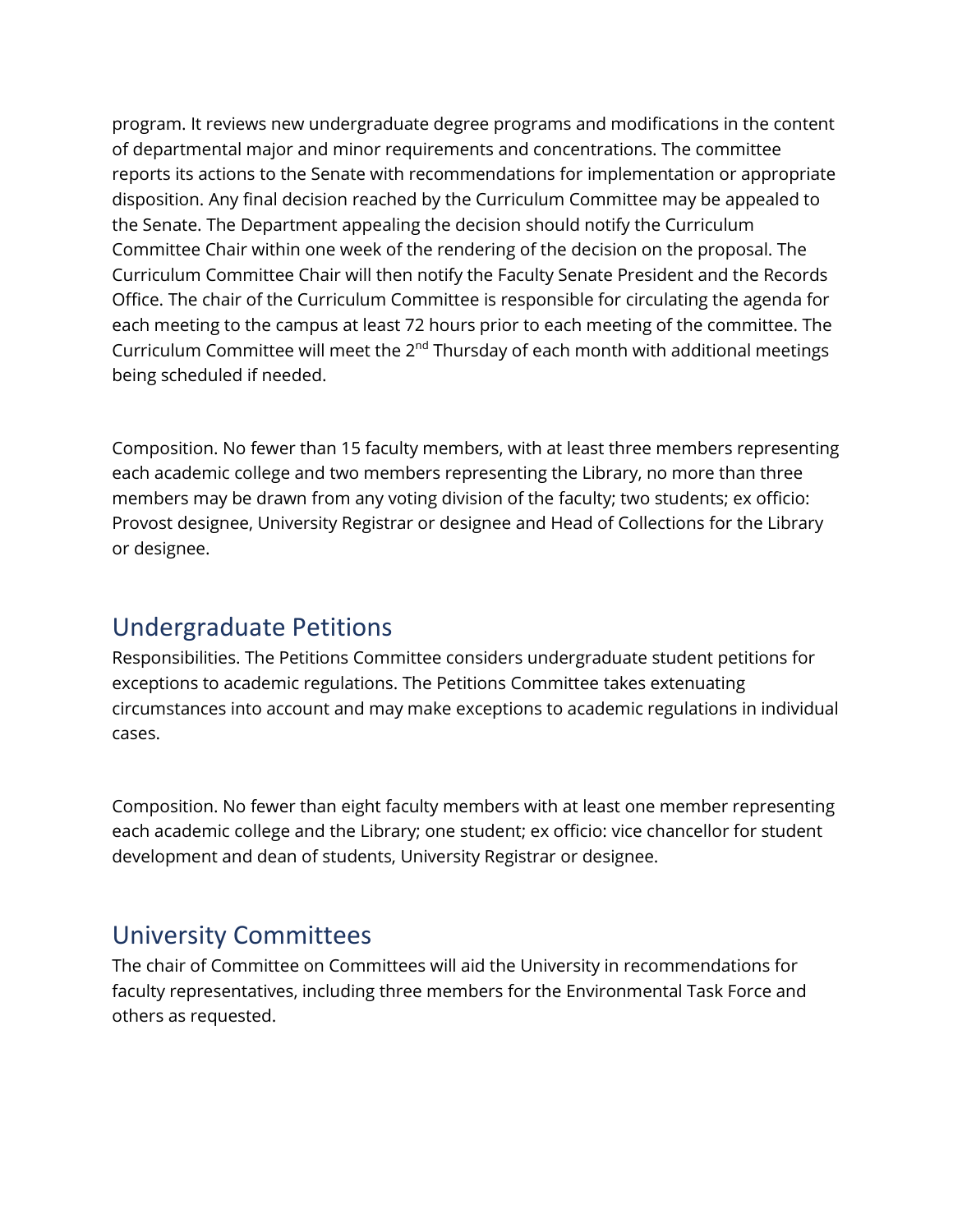program. It reviews new undergraduate degree programs and modifications in the content of departmental major and minor requirements and concentrations. The committee reports its actions to the Senate with recommendations for implementation or appropriate disposition. Any final decision reached by the Curriculum Committee may be appealed to the Senate. The Department appealing the decision should notify the Curriculum Committee Chair within one week of the rendering of the decision on the proposal. The Curriculum Committee Chair will then notify the Faculty Senate President and the Records Office. The chair of the Curriculum Committee is responsible for circulating the agenda for each meeting to the campus at least 72 hours prior to each meeting of the committee. The Curriculum Committee will meet the 2nd Thursday of each month with additional meetings being scheduled if needed.

Composition. No fewer than 15 faculty members, with at least three members representing each academic college and two members representing the Library, no more than three members may be drawn from any voting division of the faculty; two students; ex officio: Provost designee, University Registrar or designee and Head of Collections for the Library or designee.

## Undergraduate Petitions

Responsibilities. The Petitions Committee considers undergraduate student petitions for exceptions to academic regulations. The Petitions Committee takes extenuating circumstances into account and may make exceptions to academic regulations in individual cases.

Composition. No fewer than eight faculty members with at least one member representing each academic college and the Library; one student; ex officio: vice chancellor for student development and dean of students, University Registrar or designee.

## University Committees

The chair of Committee on Committees will aid the University in recommendations for faculty representatives, including three members for the Environmental Task Force and others as requested.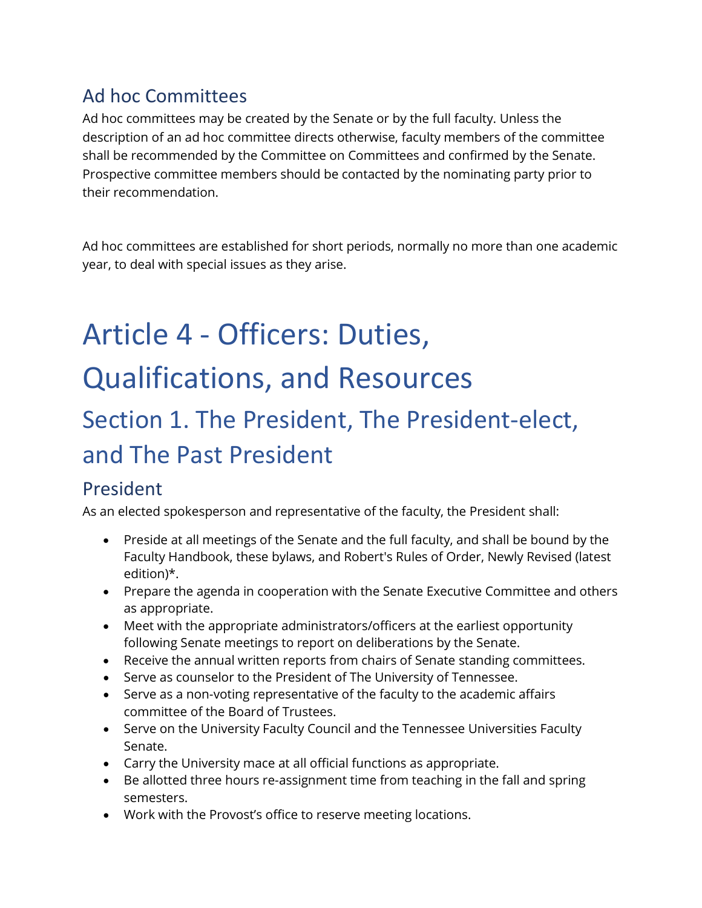### Ad hoc Committees

Ad hoc committees may be created by the Senate or by the full faculty. Unless the description of an ad hoc committee directs otherwise, faculty members of the committee shall be recommended by the Committee on Committees and confirmed by the Senate. Prospective committee members should be contacted by the nominating party prior to their recommendation.

Ad hoc committees are established for short periods, normally no more than one academic year, to deal with special issues as they arise.

# Article 4 - Officers: Duties, Qualifications, and Resources

## Section 1. The President, The President-elect, and The Past President

### President

As an elected spokesperson and representative of the faculty, the President shall:

- Preside at all meetings of the Senate and the full faculty, and shall be bound by the Faculty Handbook, these bylaws, and Robert's Rules of Order, Newly Revised (latest edition)*.
- Prepare the agenda in cooperation with the Senate Executive Committee and others as appropriate.
- Meet with the appropriate administrators/officers at the earliest opportunity following Senate meetings to report on deliberations by the Senate.
- Receive the annual written reports from chairs of Senate standing committees.
- Serve as counselor to the President of The University of Tennessee.
- Serve as a non-voting representative of the faculty to the academic affairs committee of the Board of Trustees.
- Serve on the University Faculty Council and the Tennessee Universities Faculty Senate.
- Carry the University mace at all official functions as appropriate.
- Be allotted three hours re-assignment time from teaching in the fall and spring semesters.
- Work with the Provost's office to reserve meeting locations.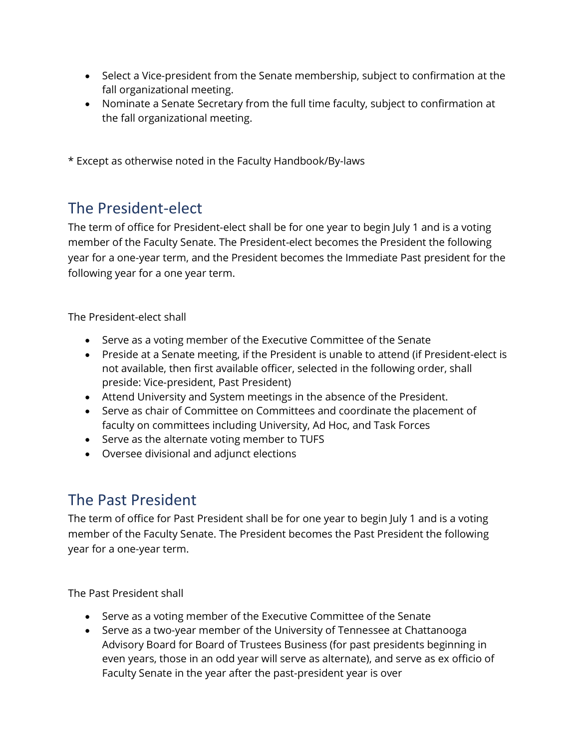- Select a Vice-president from the Senate membership, subject to confirmation at the fall organizational meeting.
- Nominate a Senate Secretary from the full time faculty, subject to confirmation at the fall organizational meeting.

* Except as otherwise noted in the Faculty Handbook/By-laws

## The President-elect

The term of office for President-elect shall be for one year to begin July 1 and is a voting member of the Faculty Senate. The President-elect becomes the President the following year for a one-year term, and the President becomes the Immediate Past president for the following year for a one year term.

The President-elect shall

- Serve as a voting member of the Executive Committee of the Senate
- Preside at a Senate meeting, if the President is unable to attend (if President-elect is not available, then first available officer, selected in the following order, shall preside: Vice-president, Past President)
- Attend University and System meetings in the absence of the President.
- Serve as chair of Committee on Committees and coordinate the placement of faculty on committees including University, Ad Hoc, and Task Forces
- Serve as the alternate voting member to TUFS
- Oversee divisional and adjunct elections

## The Past President

The term of office for Past President shall be for one year to begin July 1 and is a voting member of the Faculty Senate. The President becomes the Past President the following year for a one-year term.

The Past President shall

- Serve as a voting member of the Executive Committee of the Senate
- Serve as a two-year member of the University of Tennessee at Chattanooga Advisory Board for Board of Trustees Business (for past presidents beginning in even years, those in an odd year will serve as alternate), and serve as ex officio of Faculty Senate in the year after the past-president year is over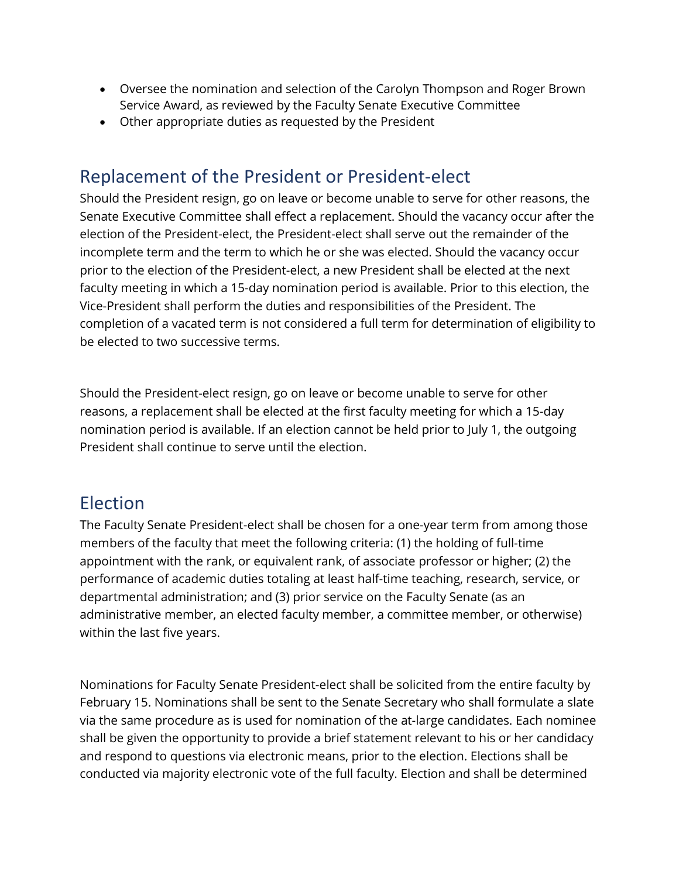- Oversee the nomination and selection of the Carolyn Thompson and Roger Brown Service Award, as reviewed by the Faculty Senate Executive Committee
- Other appropriate duties as requested by the President

## Replacement of the President or President-elect

Should the President resign, go on leave or become unable to serve for other reasons, the Senate Executive Committee shall effect a replacement. Should the vacancy occur after the election of the President-elect, the President-elect shall serve out the remainder of the incomplete term and the term to which he or she was elected. Should the vacancy occur prior to the election of the President-elect, a new President shall be elected at the next faculty meeting in which a 15-day nomination period is available. Prior to this election, the Vice-President shall perform the duties and responsibilities of the President. The completion of a vacated term is not considered a full term for determination of eligibility to be elected to two successive terms.

Should the President-elect resign, go on leave or become unable to serve for other reasons, a replacement shall be elected at the first faculty meeting for which a 15-day nomination period is available. If an election cannot be held prior to July 1, the outgoing President shall continue to serve until the election.

## Election

The Faculty Senate President-elect shall be chosen for a one-year term from among those members of the faculty that meet the following criteria: (1) the holding of full-time appointment with the rank, or equivalent rank, of associate professor or higher; (2) the performance of academic duties totaling at least half-time teaching, research, service, or departmental administration; and (3) prior service on the Faculty Senate (as an administrative member, an elected faculty member, a committee member, or otherwise) within the last five years.

Nominations for Faculty Senate President-elect shall be solicited from the entire faculty by February 15. Nominations shall be sent to the Senate Secretary who shall formulate a slate via the same procedure as is used for nomination of the at-large candidates. Each nominee shall be given the opportunity to provide a brief statement relevant to his or her candidacy and respond to questions via electronic means, prior to the election. Elections shall be conducted via majority electronic vote of the full faculty. Election and shall be determined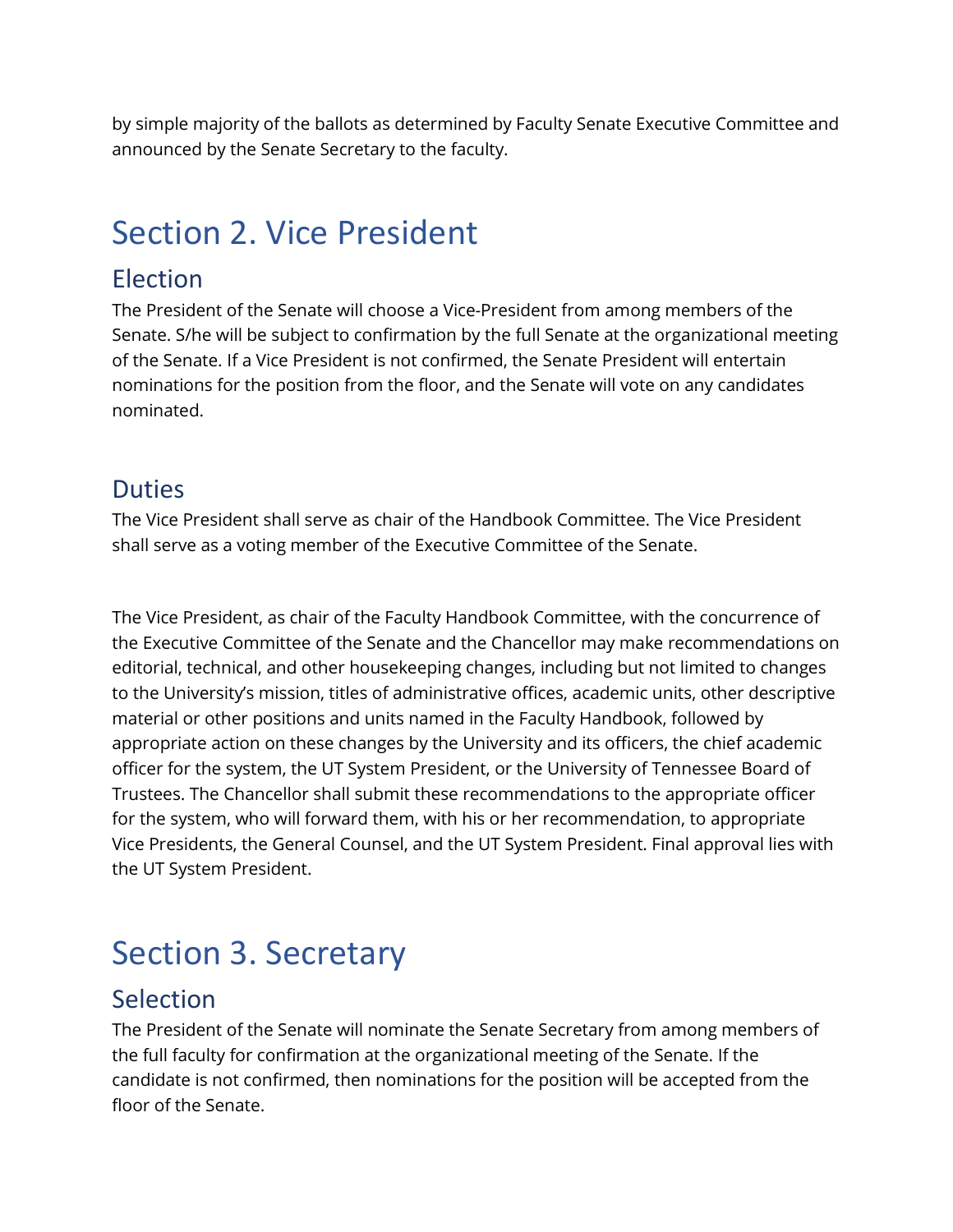by simple majority of the ballots as determined by Faculty Senate Executive Committee and announced by the Senate Secretary to the faculty.

# Section 2. Vice President

## Election

The President of the Senate will choose a Vice-President from among members of the Senate. S/he will be subject to confirmation by the full Senate at the organizational meeting of the Senate. If a Vice President is not confirmed, the Senate President will entertain nominations for the position from the floor, and the Senate will vote on any candidates nominated.

## Duties

The Vice President shall serve as chair of the Handbook Committee. The Vice President shall serve as a voting member of the Executive Committee of the Senate.

The Vice President, as chair of the Faculty Handbook Committee, with the concurrence of the Executive Committee of the Senate and the Chancellor may make recommendations on editorial, technical, and other housekeeping changes, including but not limited to changes to the University's mission, titles of administrative offices, academic units, other descriptive material or other positions and units named in the Faculty Handbook, followed by appropriate action on these changes by the University and its officers, the chief academic officer for the system, the UT System President, or the University of Tennessee Board of Trustees. The Chancellor shall submit these recommendations to the appropriate officer for the system, who will forward them, with his or her recommendation, to appropriate Vice Presidents, the General Counsel, and the UT System President. Final approval lies with the UT System President.

# Section 3. Secretary

## Selection

The President of the Senate will nominate the Senate Secretary from among members of the full faculty for confirmation at the organizational meeting of the Senate. If the candidate is not confirmed, then nominations for the position will be accepted from the floor of the Senate.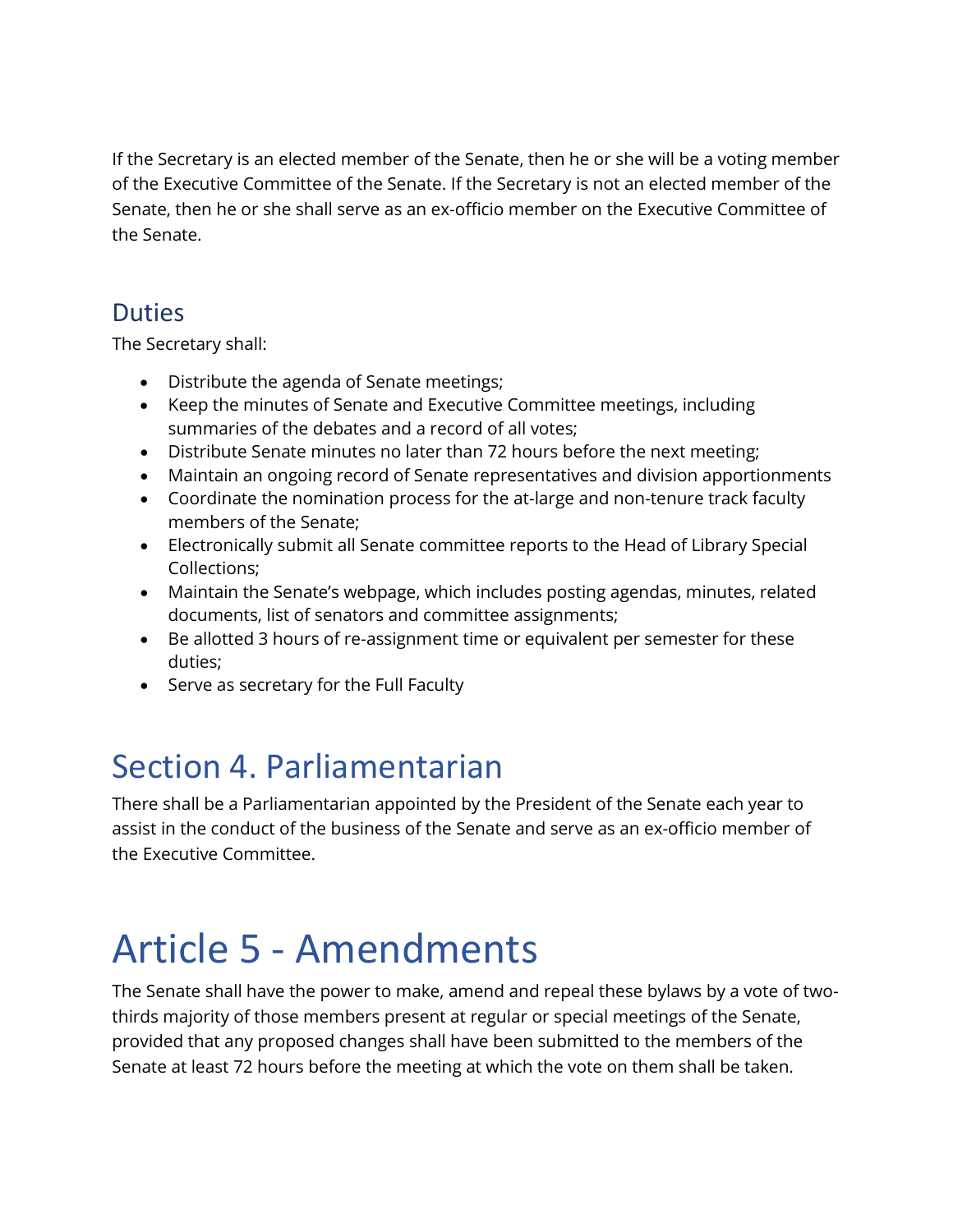If the Secretary is an elected member of the Senate, then he or she will be a voting member of the Executive Committee of the Senate. If the Secretary is not an elected member of the Senate, then he or she shall serve as an ex-officio member on the Executive Committee of the Senate.

### Duties

The Secretary shall:

- Distribute the agenda of Senate meetings;
- Keep the minutes of Senate and Executive Committee meetings, including summaries of the debates and a record of all votes;
- Distribute Senate minutes no later than 72 hours before the next meeting;
- Maintain an ongoing record of Senate representatives and division apportionments
- Coordinate the nomination process for the at-large and non-tenure track faculty members of the Senate;
- Electronically submit all Senate committee reports to the Head of Library Special Collections;
- Maintain the Senate's webpage, which includes posting agendas, minutes, related documents, list of senators and committee assignments;
- Be allotted 3 hours of re-assignment time or equivalent per semester for these duties;
- Serve as secretary for the Full Faculty

## Section 4. Parliamentarian

There shall be a Parliamentarian appointed by the President of the Senate each year to assist in the conduct of the business of the Senate and serve as an ex-officio member of the Executive Committee.

# Article 5 - Amendments

The Senate shall have the power to make, amend and repeal these bylaws by a vote of two-thirds majority of those members present at regular or special meetings of the Senate, provided that any proposed changes shall have been submitted to the members of the Senate at least 72 hours before the meeting at which the vote on them shall be taken.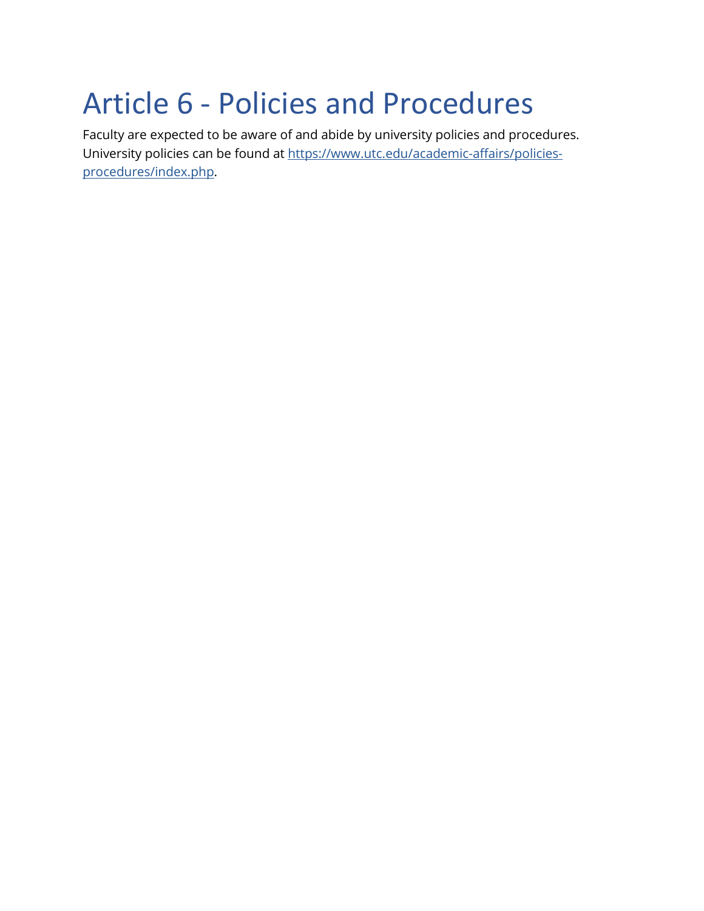# Article 6 - Policies and Procedures

Faculty are expected to be aware of and abide by university policies and procedures. University policies can be found at [https://www.utc.edu/academic-affairs/policies-procedures/index.php](https://www.utc.edu/academic-affairs/policies-procedures/index.php).